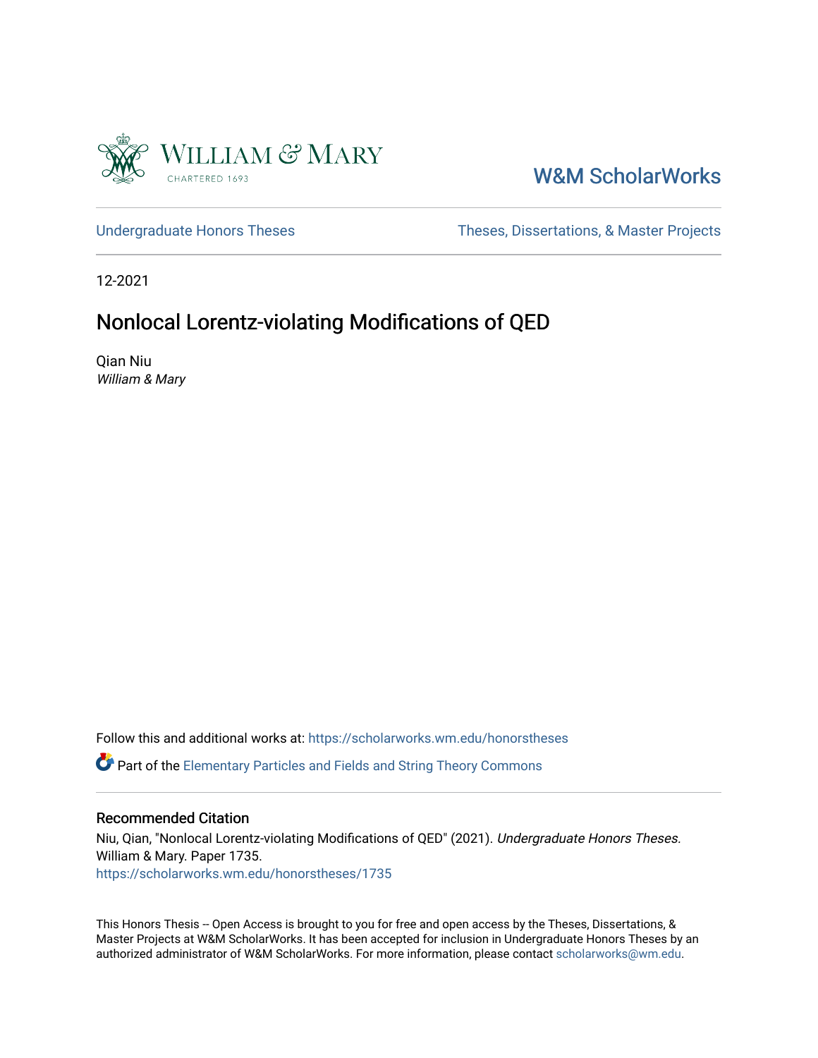William & Mary

CHARTERED 1693

W&M ScholarWorks

Undergraduate Honors Theses

Theses, Dissertations, & Master Projects

12-2021

# Nonlocal Lorentz-violating Modifications of QED

Qian Niu
*William & Mary*

Follow this and additional works at: https://scholarworks.wm.edu/honorstheses

Part of the Elementary Particles and Fields and String Theory Commons

### Recommended Citation

Niu, Qian, "Nonlocal Lorentz-violating Modifications of QED" (2021). *Undergraduate Honors Theses.* William & Mary. Paper 1735.
https://scholarworks.wm.edu/honorstheses/1735

This Honors Thesis -- Open Access is brought to you for free and open access by the Theses, Dissertations, & Master Projects at W&M ScholarWorks. It has been accepted for inclusion in Undergraduate Honors Theses by an authorized administrator of W&M ScholarWorks. For more information, please contact scholarworks@wm.edu.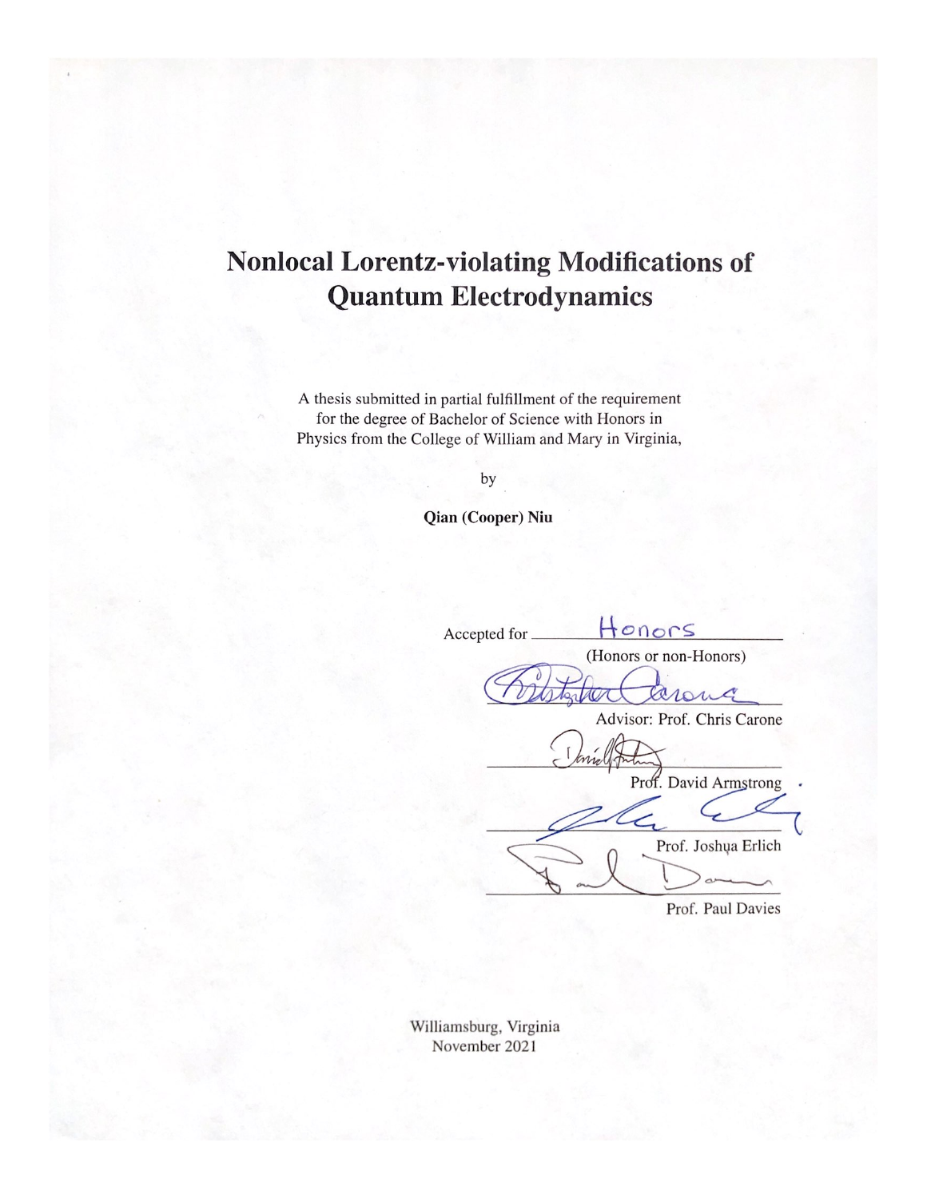# Nonlocal Lorentz-violating Modifications of Quantum Electrodynamics

A thesis submitted in partial fulfillment of the requirement for the degree of Bachelor of Science with Honors in Physics from the College of William and Mary in Virginia,

by

**Qian (Cooper) Niu**

Accepted for Honors

(Honors or non-Honors)

Advisor: Prof. Chris Carone

Prof. David Armstrong

Prof. Joshua Erlich

Prof. Paul Davies

Williamsburg, Virginia
November 2021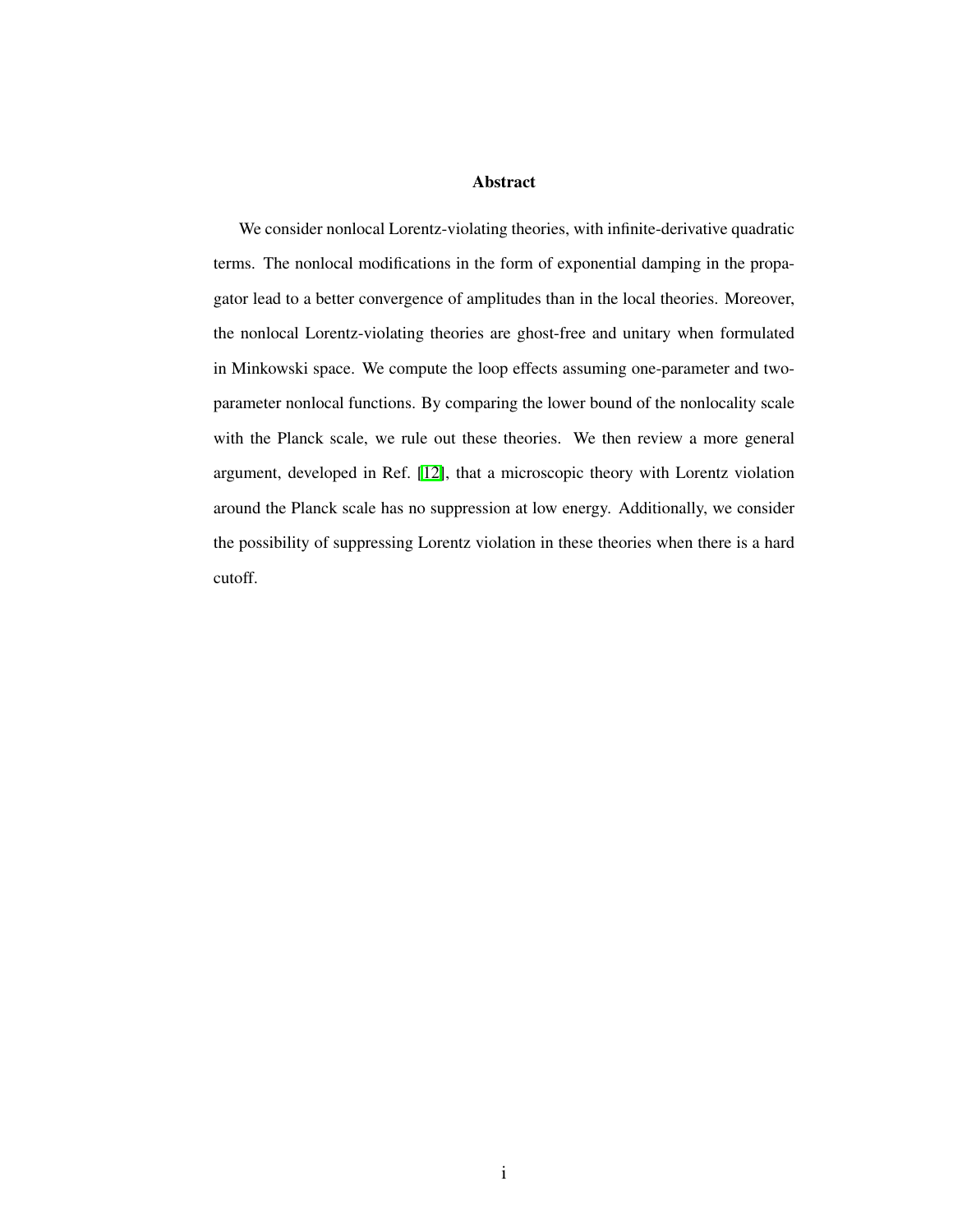## Abstract

We consider nonlocal Lorentz-violating theories, with infinite-derivative quadratic terms. The nonlocal modifications in the form of exponential damping in the propagator lead to a better convergence of amplitudes than in the local theories. Moreover, the nonlocal Lorentz-violating theories are ghost-free and unitary when formulated in Minkowski space. We compute the loop effects assuming one-parameter and two-parameter nonlocal functions. By comparing the lower bound of the nonlocality scale with the Planck scale, we rule out these theories. We then review a more general argument, developed in Ref. [12], that a microscopic theory with Lorentz violation around the Planck scale has no suppression at low energy. Additionally, we consider the possibility of suppressing Lorentz violation in these theories when there is a hard cutoff.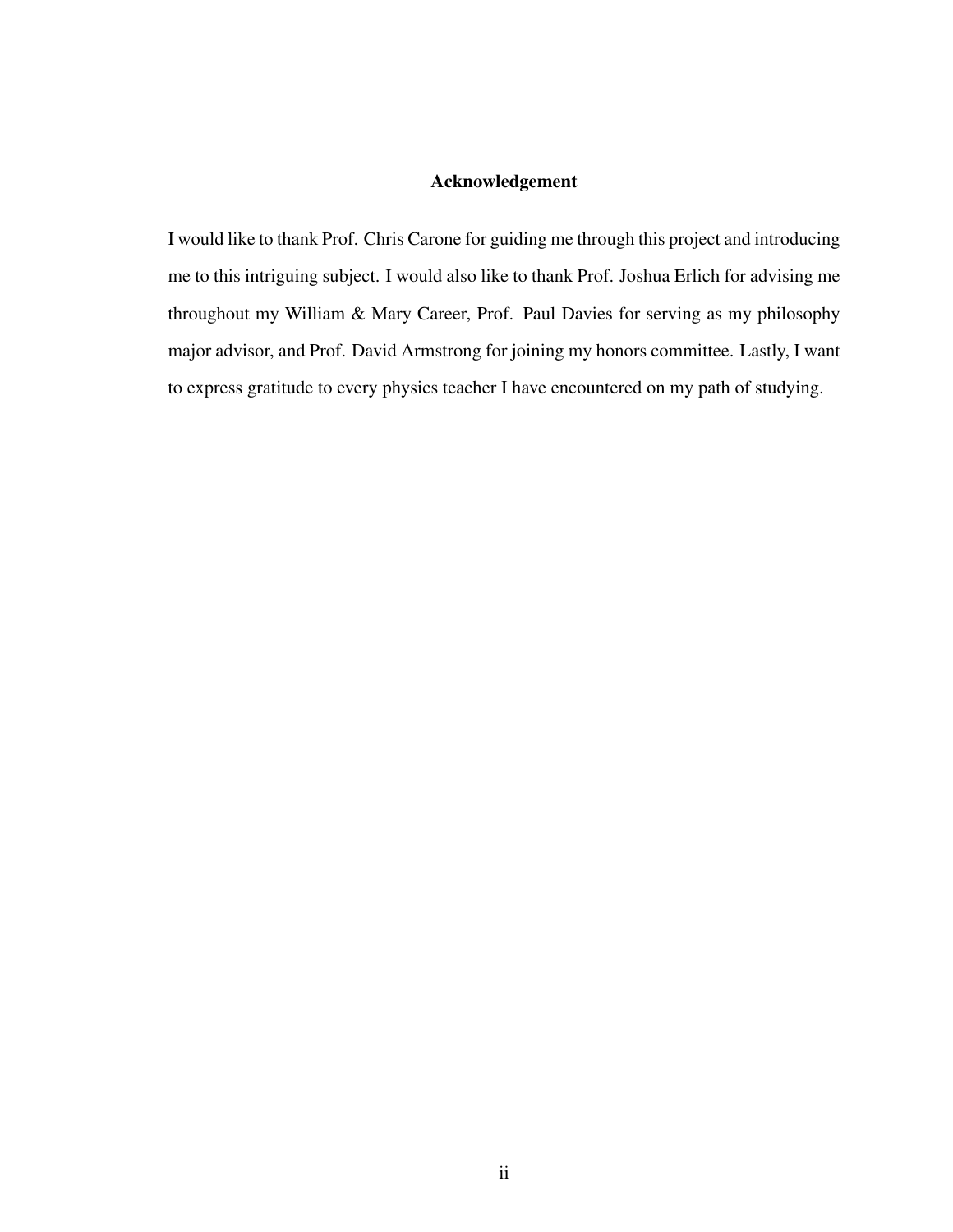## Acknowledgement

I would like to thank Prof. Chris Carone for guiding me through this project and introducing me to this intriguing subject. I would also like to thank Prof. Joshua Erlich for advising me throughout my William & Mary Career, Prof. Paul Davies for serving as my philosophy major advisor, and Prof. David Armstrong for joining my honors committee. Lastly, I want to express gratitude to every physics teacher I have encountered on my path of studying.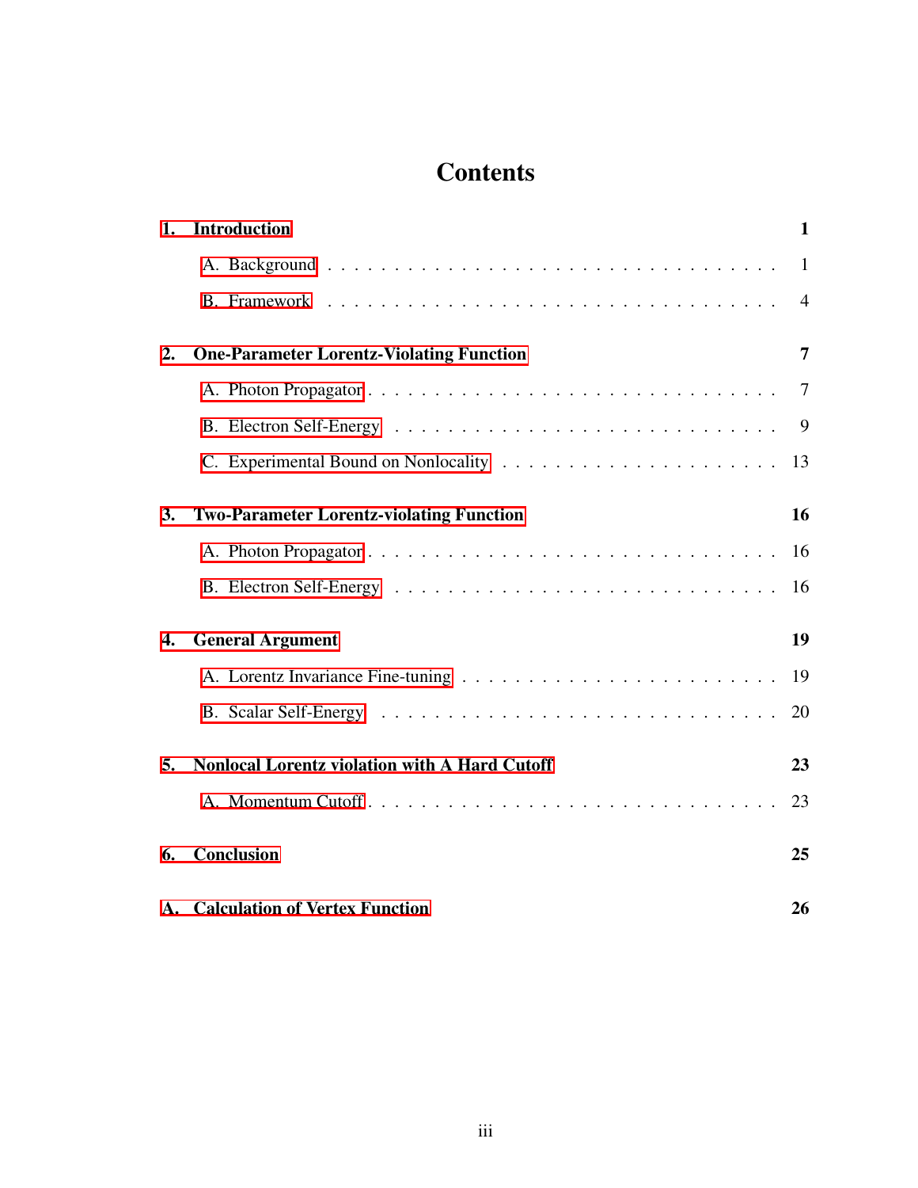# Contents

**1. Introduction** **1**

- A. Background . . . . . . . . . . . . . . . . . . . . . . . . . . . . . . 1
- B. Framework . . . . . . . . . . . . . . . . . . . . . . . . . . . . . . 4

**2. One-Parameter Lorentz-Violating Function** **7**

- A. Photon Propagator . . . . . . . . . . . . . . . . . . . . . . . . . . . 7
- B. Electron Self-Energy . . . . . . . . . . . . . . . . . . . . . . . . . . 9
- C. Experimental Bound on Nonlocality . . . . . . . . . . . . . . . . . . . 13

**3. Two-Parameter Lorentz-violating Function** **16**

- A. Photon Propagator . . . . . . . . . . . . . . . . . . . . . . . . . . . 16
- B. Electron Self-Energy . . . . . . . . . . . . . . . . . . . . . . . . . . 16

**4. General Argument** **19**

- A. Lorentz Invariance Fine-tuning . . . . . . . . . . . . . . . . . . . . . 19
- B. Scalar Self-Energy . . . . . . . . . . . . . . . . . . . . . . . . . . . 20

**5. Nonlocal Lorentz violation with A Hard Cutoff** **23**

- A. Momentum Cutoff . . . . . . . . . . . . . . . . . . . . . . . . . . . . 23

**6. Conclusion** **25**

**A. Calculation of Vertex Function** **26**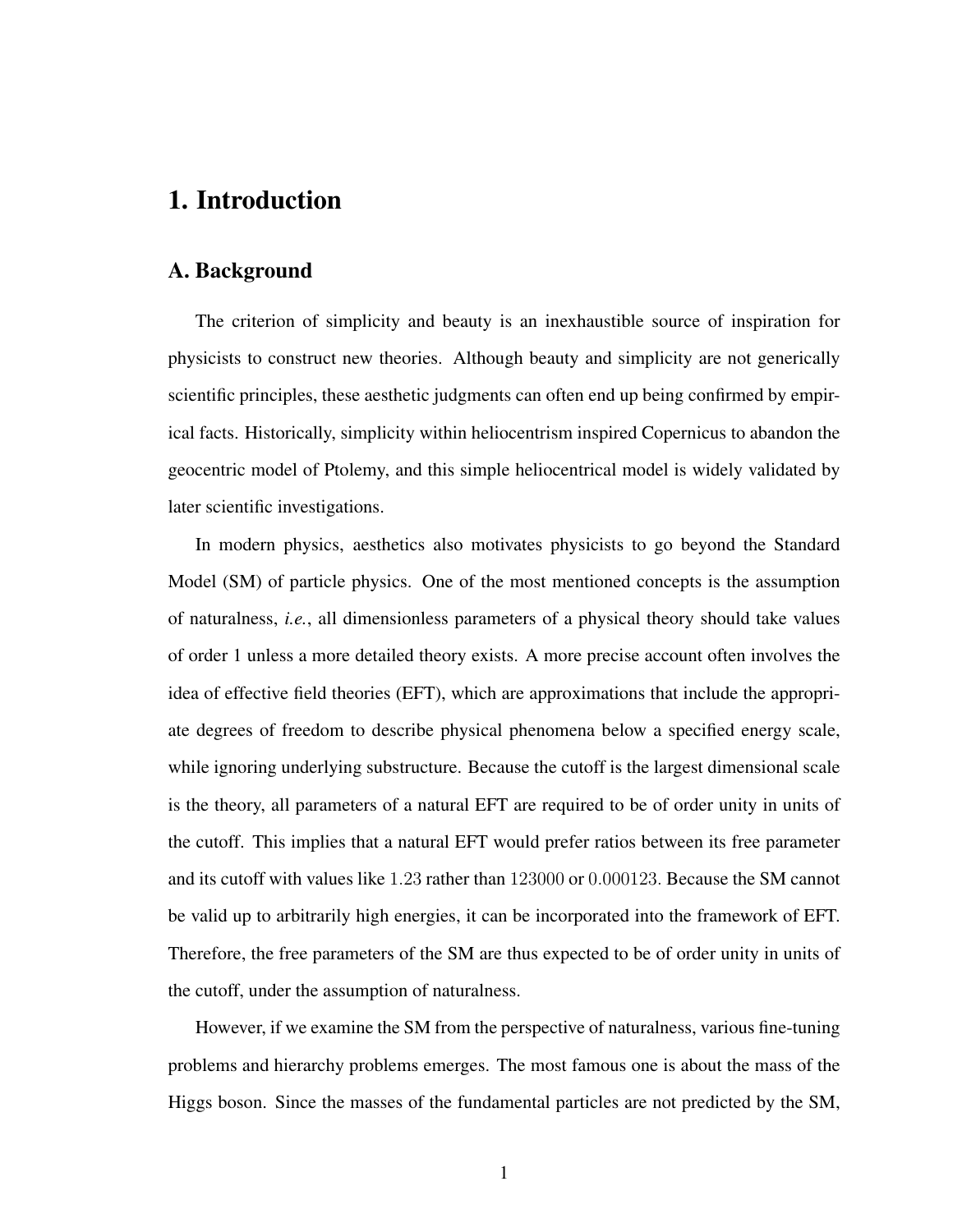# 1. Introduction

## A. Background

The criterion of simplicity and beauty is an inexhaustible source of inspiration for physicists to construct new theories. Although beauty and simplicity are not generically scientific principles, these aesthetic judgments can often end up being confirmed by empirical facts. Historically, simplicity within heliocentrism inspired Copernicus to abandon the geocentric model of Ptolemy, and this simple heliocentrical model is widely validated by later scientific investigations.

In modern physics, aesthetics also motivates physicists to go beyond the Standard Model (SM) of particle physics. One of the most mentioned concepts is the assumption of naturalness, *i.e.*, all dimensionless parameters of a physical theory should take values of order 1 unless a more detailed theory exists. A more precise account often involves the idea of effective field theories (EFT), which are approximations that include the appropriate degrees of freedom to describe physical phenomena below a specified energy scale, while ignoring underlying substructure. Because the cutoff is the largest dimensional scale is the theory, all parameters of a natural EFT are required to be of order unity in units of the cutoff. This implies that a natural EFT would prefer ratios between its free parameter and its cutoff with values like $1.23$ rather than $123000$ or $0.000123$. Because the SM cannot be valid up to arbitrarily high energies, it can be incorporated into the framework of EFT. Therefore, the free parameters of the SM are thus expected to be of order unity in units of the cutoff, under the assumption of naturalness.

However, if we examine the SM from the perspective of naturalness, various fine-tuning problems and hierarchy problems emerges. The most famous one is about the mass of the Higgs boson. Since the masses of the fundamental particles are not predicted by the SM,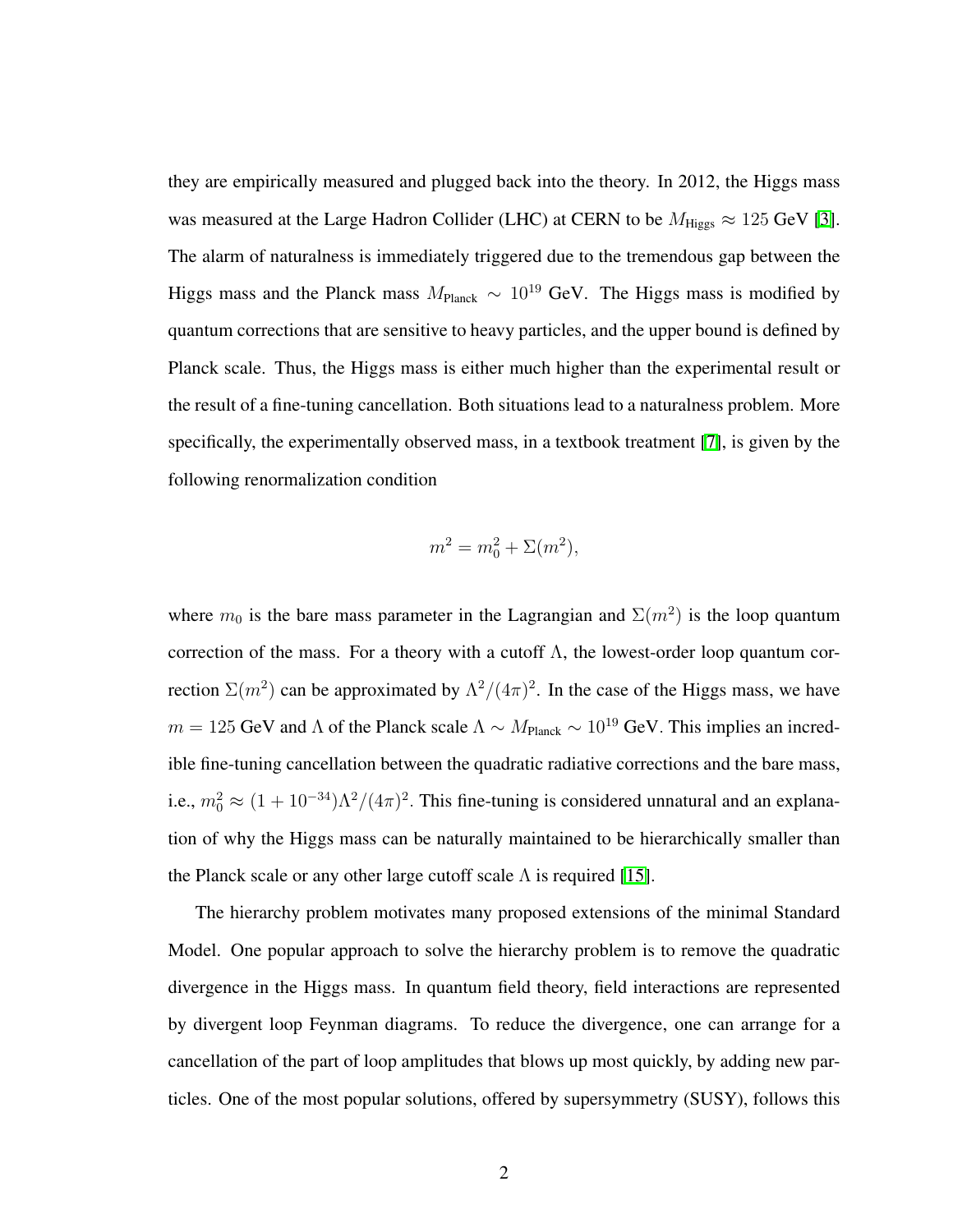they are empirically measured and plugged back into the theory. In 2012, the Higgs mass was measured at the Large Hadron Collider (LHC) at CERN to be $M_{\text{Higgs}} \approx 125$ GeV [3]. The alarm of naturalness is immediately triggered due to the tremendous gap between the Higgs mass and the Planck mass $M_{\text{Planck}} \sim 10^{19}$ GeV. The Higgs mass is modified by quantum corrections that are sensitive to heavy particles, and the upper bound is defined by Planck scale. Thus, the Higgs mass is either much higher than the experimental result or the result of a fine-tuning cancellation. Both situations lead to a naturalness problem. More specifically, the experimentally observed mass, in a textbook treatment [7], is given by the following renormalization condition

$$m^2 = m_0^2 + \Sigma(m^2),$$

where $m_0$ is the bare mass parameter in the Lagrangian and $\Sigma(m^2)$ is the loop quantum correction of the mass. For a theory with a cutoff $\Lambda$, the lowest-order loop quantum correction $\Sigma(m^2)$ can be approximated by $\Lambda^2/(4\pi)^2$. In the case of the Higgs mass, we have $m = 125$ GeV and $\Lambda$ of the Planck scale $\Lambda \sim M_{\text{Planck}} \sim 10^{19}$ GeV. This implies an incredible fine-tuning cancellation between the quadratic radiative corrections and the bare mass, i.e., $m_0^2 \approx (1 + 10^{-34})\Lambda^2/(4\pi)^2$. This fine-tuning is considered unnatural and an explanation of why the Higgs mass can be naturally maintained to be hierarchically smaller than the Planck scale or any other large cutoff scale $\Lambda$ is required [15].

The hierarchy problem motivates many proposed extensions of the minimal Standard Model. One popular approach to solve the hierarchy problem is to remove the quadratic divergence in the Higgs mass. In quantum field theory, field interactions are represented by divergent loop Feynman diagrams. To reduce the divergence, one can arrange for a cancellation of the part of loop amplitudes that blows up most quickly, by adding new particles. One of the most popular solutions, offered by supersymmetry (SUSY), follows this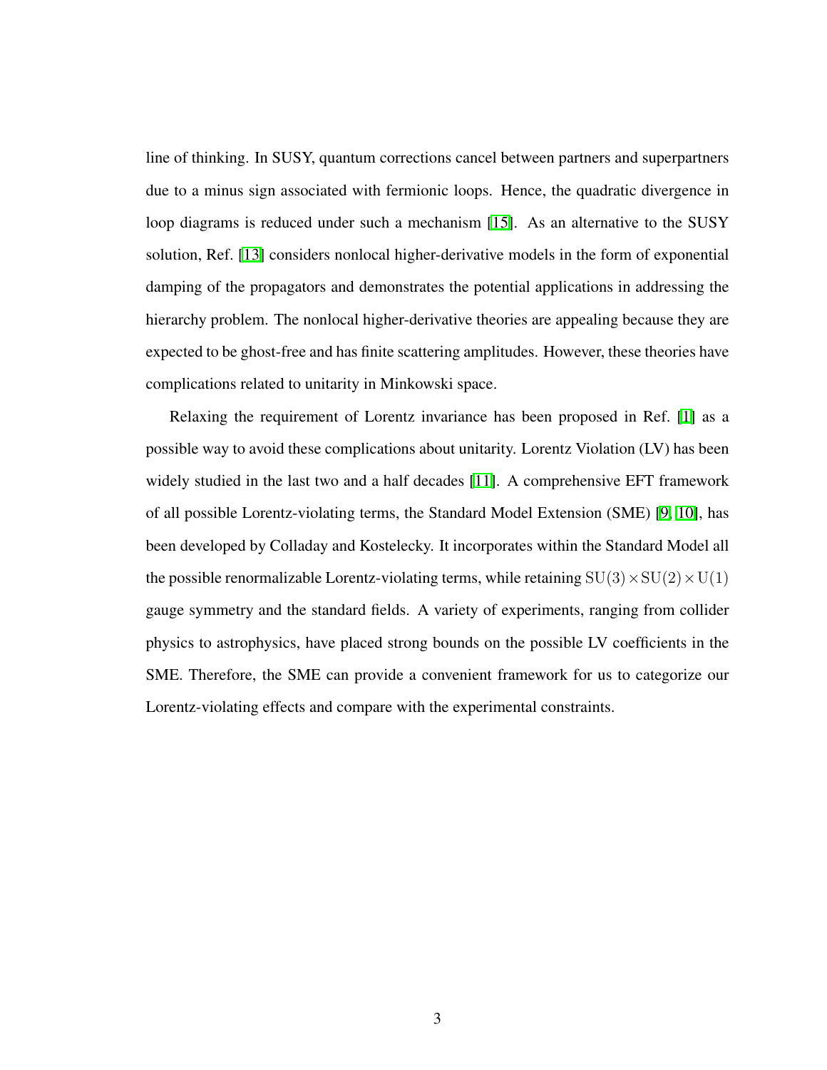line of thinking. In SUSY, quantum corrections cancel between partners and superpartners due to a minus sign associated with fermionic loops. Hence, the quadratic divergence in loop diagrams is reduced under such a mechanism [15]. As an alternative to the SUSY solution, Ref. [13] considers nonlocal higher-derivative models in the form of exponential damping of the propagators and demonstrates the potential applications in addressing the hierarchy problem. The nonlocal higher-derivative theories are appealing because they are expected to be ghost-free and has finite scattering amplitudes. However, these theories have complications related to unitarity in Minkowski space.

Relaxing the requirement of Lorentz invariance has been proposed in Ref. [1] as a possible way to avoid these complications about unitarity. Lorentz Violation (LV) has been widely studied in the last two and a half decades [11]. A comprehensive EFT framework of all possible Lorentz-violating terms, the Standard Model Extension (SME) [9, 10], has been developed by Colladay and Kostelecky. It incorporates within the Standard Model all the possible renormalizable Lorentz-violating terms, while retaining $\mathrm{SU}(3)\times\mathrm{SU}(2)\times\mathrm{U}(1)$ gauge symmetry and the standard fields. A variety of experiments, ranging from collider physics to astrophysics, have placed strong bounds on the possible LV coefficients in the SME. Therefore, the SME can provide a convenient framework for us to categorize our Lorentz-violating effects and compare with the experimental constraints.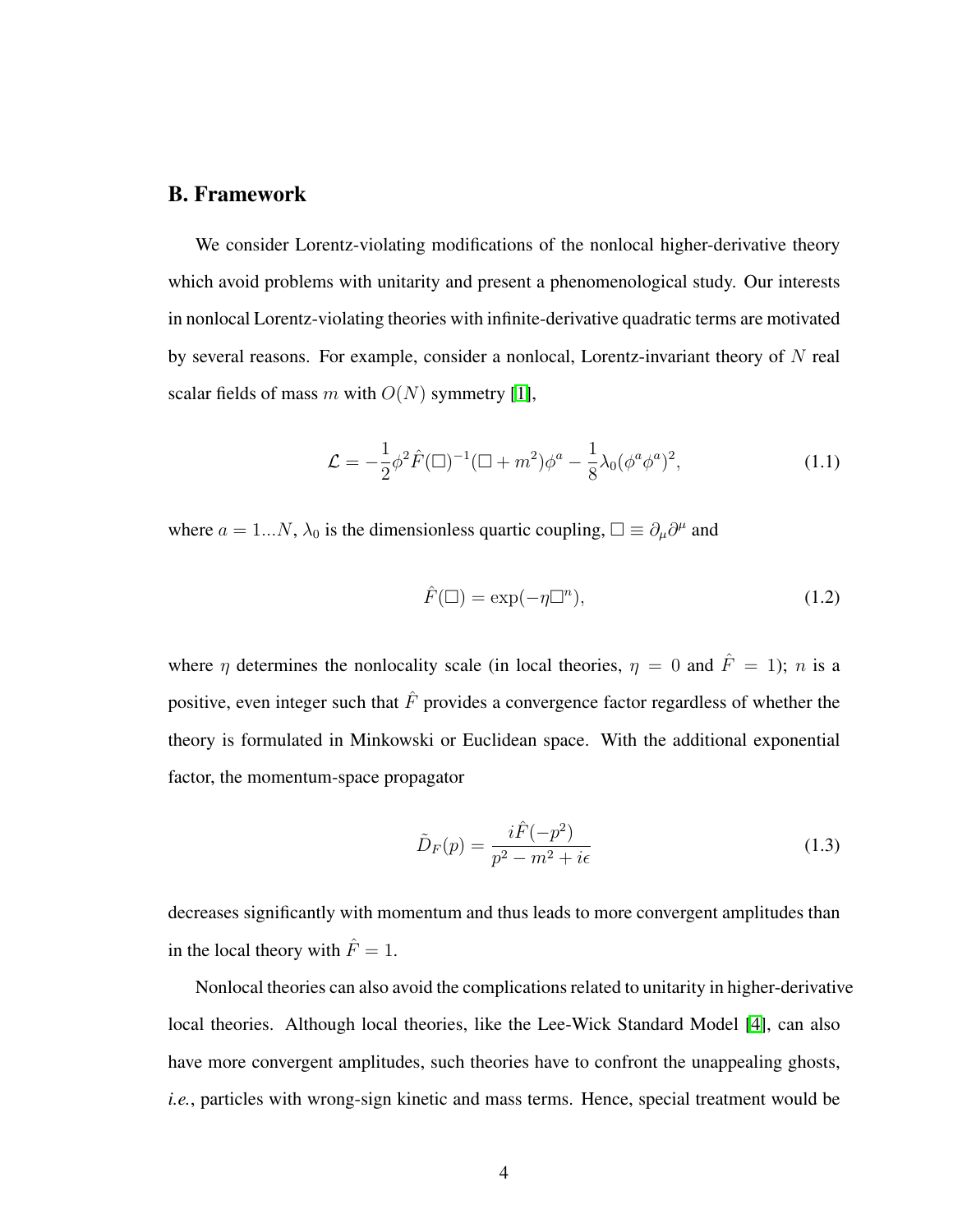## B. Framework

We consider Lorentz-violating modifications of the nonlocal higher-derivative theory which avoid problems with unitarity and present a phenomenological study. Our interests in nonlocal Lorentz-violating theories with infinite-derivative quadratic terms are motivated by several reasons. For example, consider a nonlocal, Lorentz-invariant theory of $N$ real scalar fields of mass $m$ with $O(N)$ symmetry [1],

$$\mathcal{L} = -\frac{1}{2}\phi^2 \hat{F}(\Box)^{-1}(\Box + m^2)\phi^a - \frac{1}{8}\lambda_0(\phi^a\phi^a)^2, \tag{1.1}$$

where $a = 1...N$, $\lambda_0$ is the dimensionless quartic coupling, $\Box \equiv \partial_\mu \partial^\mu$ and

$$\hat{F}(\Box) = \exp(-\eta\Box^n), \tag{1.2}$$

where $\eta$ determines the nonlocality scale (in local theories, $\eta = 0$ and $\hat{F} = 1$); $n$ is a positive, even integer such that $\hat{F}$ provides a convergence factor regardless of whether the theory is formulated in Minkowski or Euclidean space. With the additional exponential factor, the momentum-space propagator

$$\tilde{D}_F(p) = \frac{i\hat{F}(-p^2)}{p^2 - m^2 + i\epsilon} \tag{1.3}$$

decreases significantly with momentum and thus leads to more convergent amplitudes than in the local theory with $\hat{F} = 1$.

Nonlocal theories can also avoid the complications related to unitarity in higher-derivative local theories. Although local theories, like the Lee-Wick Standard Model [4], can also have more convergent amplitudes, such theories have to confront the unappealing ghosts, *i.e.*, particles with wrong-sign kinetic and mass terms. Hence, special treatment would be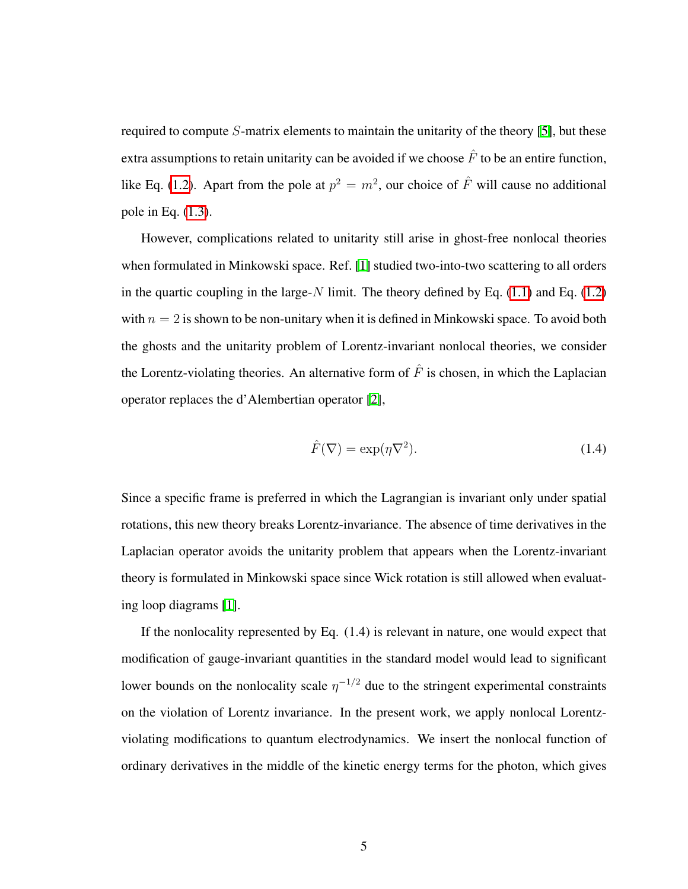required to compute $S$-matrix elements to maintain the unitarity of the theory [5], but these extra assumptions to retain unitarity can be avoided if we choose $\hat{F}$ to be an entire function, like Eq. (1.2). Apart from the pole at $p^2 = m^2$, our choice of $\hat{F}$ will cause no additional pole in Eq. (1.3).

However, complications related to unitarity still arise in ghost-free nonlocal theories when formulated in Minkowski space. Ref. [1] studied two-into-two scattering to all orders in the quartic coupling in the large-$N$ limit. The theory defined by Eq. (1.1) and Eq. (1.2) with $n = 2$ is shown to be non-unitary when it is defined in Minkowski space. To avoid both the ghosts and the unitarity problem of Lorentz-invariant nonlocal theories, we consider the Lorentz-violating theories. An alternative form of $\hat{F}$ is chosen, in which the Laplacian operator replaces the d'Alembertian operator [2],

$$\hat{F}(\nabla) = \exp(\eta \nabla^2). \tag{1.4}$$

Since a specific frame is preferred in which the Lagrangian is invariant only under spatial rotations, this new theory breaks Lorentz-invariance. The absence of time derivatives in the Laplacian operator avoids the unitarity problem that appears when the Lorentz-invariant theory is formulated in Minkowski space since Wick rotation is still allowed when evaluating loop diagrams [1].

If the nonlocality represented by Eq. (1.4) is relevant in nature, one would expect that modification of gauge-invariant quantities in the standard model would lead to significant lower bounds on the nonlocality scale $\eta^{-1/2}$ due to the stringent experimental constraints on the violation of Lorentz invariance. In the present work, we apply nonlocal Lorentz-violating modifications to quantum electrodynamics. We insert the nonlocal function of ordinary derivatives in the middle of the kinetic energy terms for the photon, which gives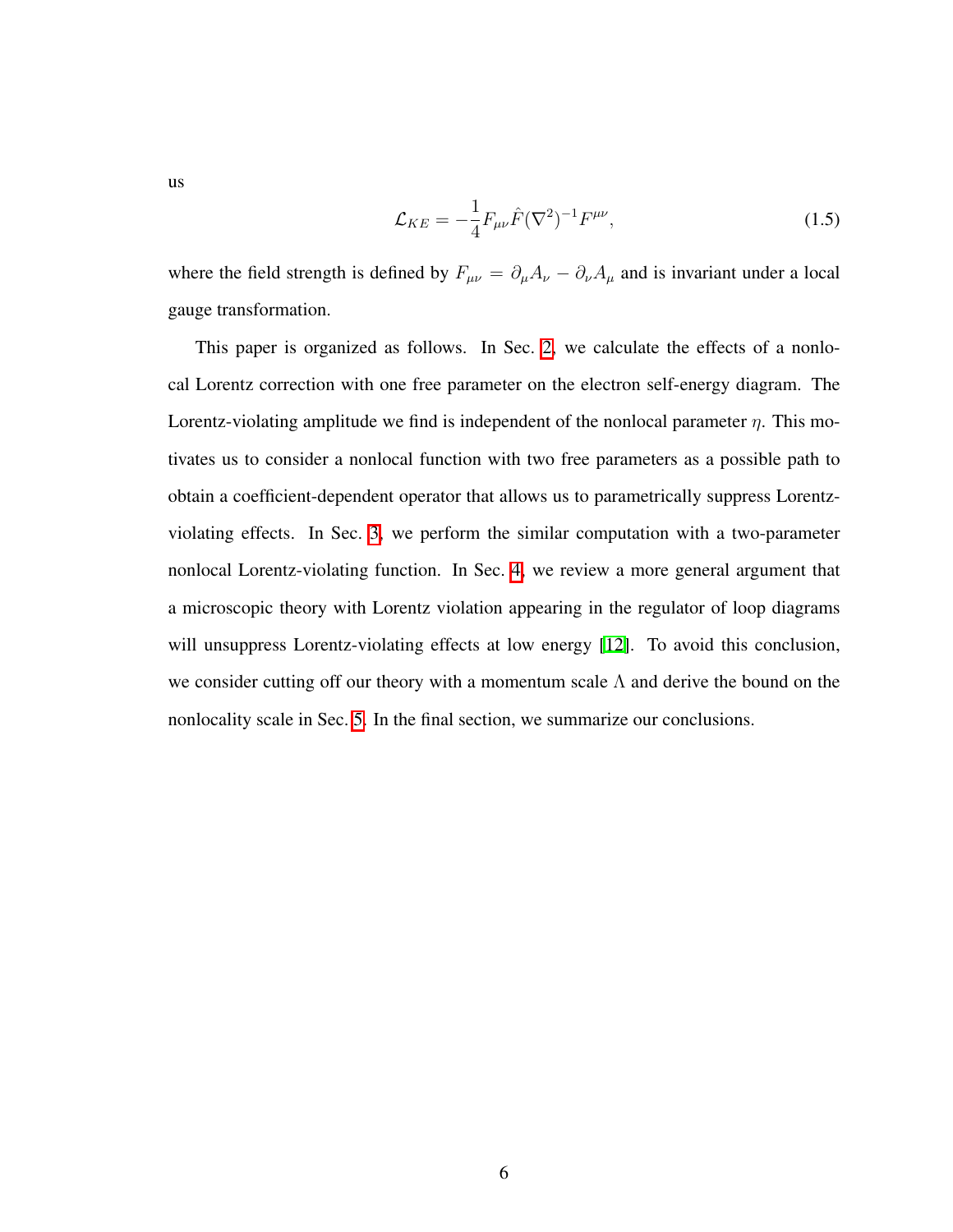us

$$\mathcal{L}_{KE} = -\frac{1}{4} F_{\mu\nu} \hat{F}(\nabla^2)^{-1} F^{\mu\nu}, \tag{1.5}$$

where the field strength is defined by $F_{\mu\nu} = \partial_\mu A_\nu - \partial_\nu A_\mu$ and is invariant under a local gauge transformation.

This paper is organized as follows. In Sec. 2, we calculate the effects of a nonlocal Lorentz correction with one free parameter on the electron self-energy diagram. The Lorentz-violating amplitude we find is independent of the nonlocal parameter $\eta$. This motivates us to consider a nonlocal function with two free parameters as a possible path to obtain a coefficient-dependent operator that allows us to parametrically suppress Lorentz-violating effects. In Sec. 3, we perform the similar computation with a two-parameter nonlocal Lorentz-violating function. In Sec. 4, we review a more general argument that a microscopic theory with Lorentz violation appearing in the regulator of loop diagrams will unsuppress Lorentz-violating effects at low energy [12]. To avoid this conclusion, we consider cutting off our theory with a momentum scale $\Lambda$ and derive the bound on the nonlocality scale in Sec. 5. In the final section, we summarize our conclusions.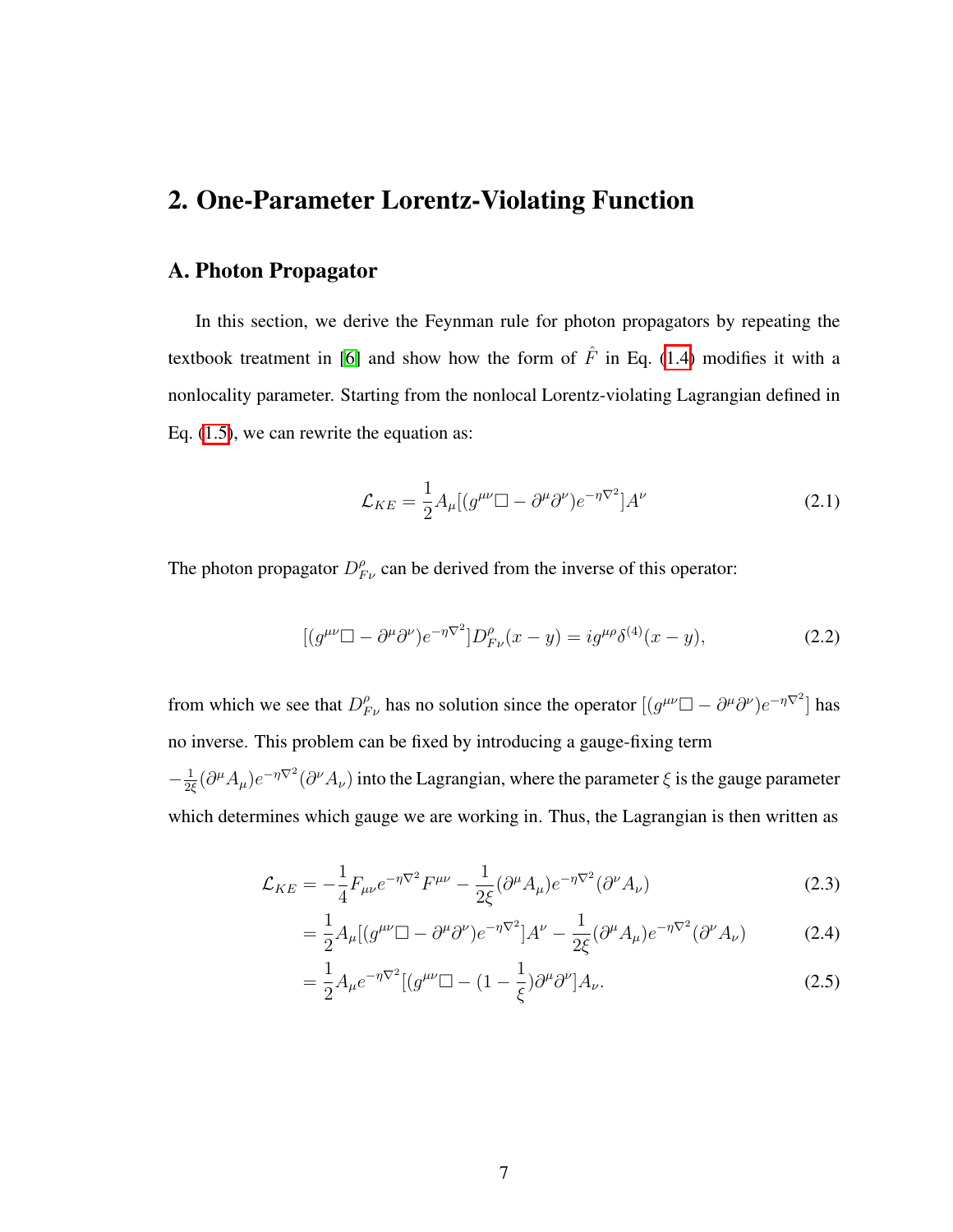# 2. One-Parameter Lorentz-Violating Function

## A. Photon Propagator

In this section, we derive the Feynman rule for photon propagators by repeating the textbook treatment in [6] and show how the form of $\hat{F}$ in Eq. (1.4) modifies it with a nonlocality parameter. Starting from the nonlocal Lorentz-violating Lagrangian defined in Eq. (1.5), we can rewrite the equation as:

$$\mathcal{L}_{KE} = \frac{1}{2} A_\mu [(g^{\mu\nu}\Box - \partial^\mu \partial^\nu) e^{-\eta \nabla^2}] A^\nu \tag{2.1}$$

The photon propagator $D^\rho_{F\nu}$ can be derived from the inverse of this operator:

$$[(g^{\mu\nu}\Box - \partial^\mu \partial^\nu) e^{-\eta \nabla^2}] D^\rho_{F\nu}(x-y) = i g^{\mu\rho} \delta^{(4)}(x-y), \tag{2.2}$$

from which we see that $D^\rho_{F\nu}$ has no solution since the operator $[(g^{\mu\nu}\Box - \partial^\mu \partial^\nu) e^{-\eta \nabla^2}]$ has no inverse. This problem can be fixed by introducing a gauge-fixing term $-\frac{1}{2\xi}(\partial^\mu A_\mu) e^{-\eta \nabla^2} (\partial^\nu A_\nu)$ into the Lagrangian, where the parameter $\xi$ is the gauge parameter which determines which gauge we are working in. Thus, the Lagrangian is then written as

$$\mathcal{L}_{KE} = -\frac{1}{4} F_{\mu\nu} e^{-\eta \nabla^2} F^{\mu\nu} - \frac{1}{2\xi} (\partial^\mu A_\mu) e^{-\eta \nabla^2} (\partial^\nu A_\nu) \tag{2.3}$$

$$= \frac{1}{2} A_\mu [(g^{\mu\nu}\Box - \partial^\mu \partial^\nu) e^{-\eta \nabla^2}] A^\nu - \frac{1}{2\xi} (\partial^\mu A_\mu) e^{-\eta \nabla^2} (\partial^\nu A_\nu) \tag{2.4}$$

$$= \frac{1}{2} A_\mu e^{-\eta \nabla^2} [(g^{\mu\nu}\Box - (1 - \frac{1}{\xi}) \partial^\mu \partial^\nu] A_\nu. \tag{2.5}$$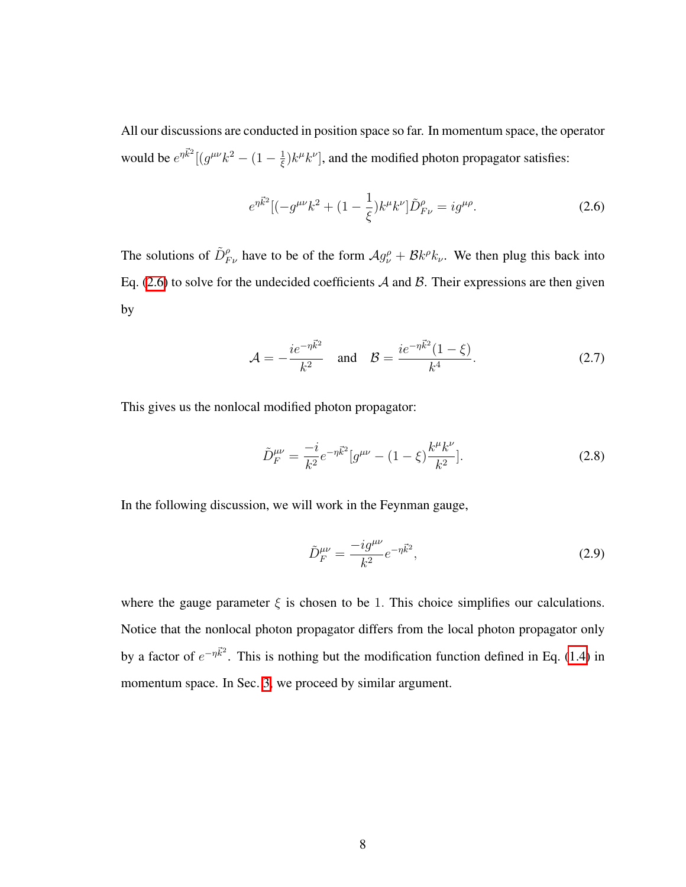All our discussions are conducted in position space so far. In momentum space, the operator would be $e^{\eta \vec{k}^2}[(g^{\mu\nu}k^2 - (1-\frac{1}{\xi})k^\mu k^\nu]$, and the modified photon propagator satisfies:

$$e^{\eta \vec{k}^2}[(-g^{\mu\nu}k^2 + (1-\frac{1}{\xi})k^\mu k^\nu]\tilde{D}^{\rho}_{F\nu} = ig^{\mu\rho}. \tag{2.6}$$

The solutions of $\tilde{D}^{\rho}_{F\nu}$ have to be of the form $\mathcal{A}g^{\rho}_{\nu} + \mathcal{B}k^\rho k_\nu$. We then plug this back into Eq. (2.6) to solve for the undecided coefficients $\mathcal{A}$ and $\mathcal{B}$. Their expressions are then given by

$$\mathcal{A} = -\frac{ie^{-\eta \vec{k}^2}}{k^2} \quad \text{and} \quad \mathcal{B} = \frac{ie^{-\eta \vec{k}^2}(1-\xi)}{k^4}. \tag{2.7}$$

This gives us the nonlocal modified photon propagator:

$$\tilde{D}^{\mu\nu}_{F} = \frac{-i}{k^2}e^{-\eta \vec{k}^2}[g^{\mu\nu} - (1-\xi)\frac{k^\mu k^\nu}{k^2}]. \tag{2.8}$$

In the following discussion, we will work in the Feynman gauge,

$$\tilde{D}^{\mu\nu}_{F} = \frac{-ig^{\mu\nu}}{k^2}e^{-\eta \vec{k}^2}, \tag{2.9}$$

where the gauge parameter $\xi$ is chosen to be 1. This choice simplifies our calculations. Notice that the nonlocal photon propagator differs from the local photon propagator only by a factor of $e^{-\eta \vec{k}^2}$. This is nothing but the modification function defined in Eq. (1.4) in momentum space. In Sec. 3, we proceed by similar argument.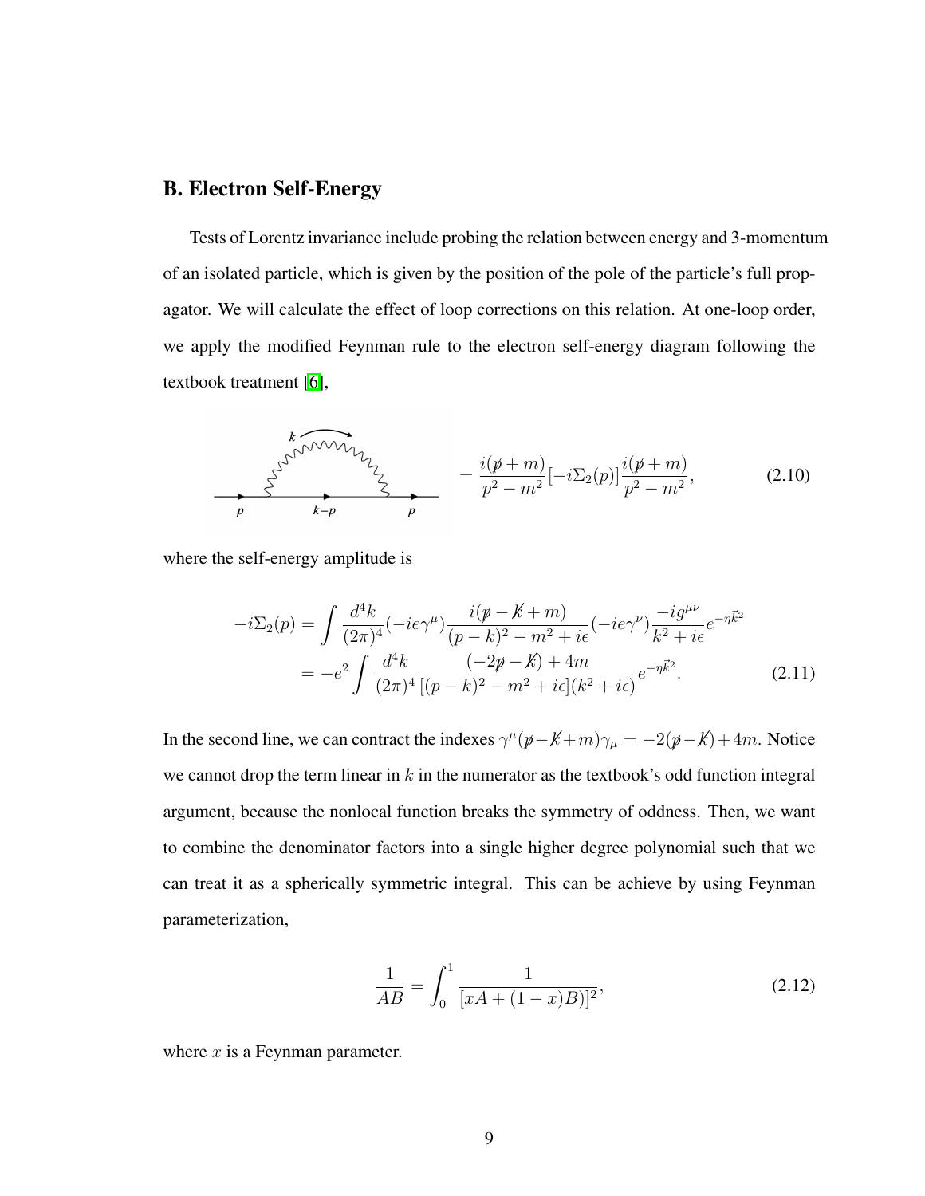## B. Electron Self-Energy

Tests of Lorentz invariance include probing the relation between energy and 3-momentum of an isolated particle, which is given by the position of the pole of the particle's full propagator. We will calculate the effect of loop corrections on this relation. At one-loop order, we apply the modified Feynman rule to the electron self-energy diagram following the textbook treatment [6],

$$= \frac{i(\not{p}+m)}{p^2-m^2}[-i\Sigma_2(p)]\frac{i(\not{p}+m)}{p^2-m^2}, \tag{2.10}$$

where the self-energy amplitude is

$$\begin{aligned}
-i\Sigma_2(p) &= \int \frac{d^4k}{(2\pi)^4}(-ie\gamma^\mu)\frac{i(\not{p}-\not{k}+m)}{(p-k)^2-m^2+i\epsilon}(-ie\gamma^\nu)\frac{-ig^{\mu\nu}}{k^2+i\epsilon}e^{-\eta\vec{k}^2} \\
&= -e^2\int \frac{d^4k}{(2\pi)^4}\frac{(-2\not{p}-\not{k})+4m}{[(p-k)^2-m^2+i\epsilon](k^2+i\epsilon)}e^{-\eta\vec{k}^2}.
\end{aligned} \tag{2.11}$$

In the second line, we can contract the indexes $\gamma^\mu(\not{p}-\not{k}+m)\gamma_\mu = -2(\not{p}-\not{k})+4m$. Notice we cannot drop the term linear in $k$ in the numerator as the textbook's odd function integral argument, because the nonlocal function breaks the symmetry of oddness. Then, we want to combine the denominator factors into a single higher degree polynomial such that we can treat it as a spherically symmetric integral. This can be achieve by using Feynman parameterization,

$$\frac{1}{AB} = \int_0^1 \frac{1}{[xA+(1-x)B)]^2}, \tag{2.12}$$

where $x$ is a Feynman parameter.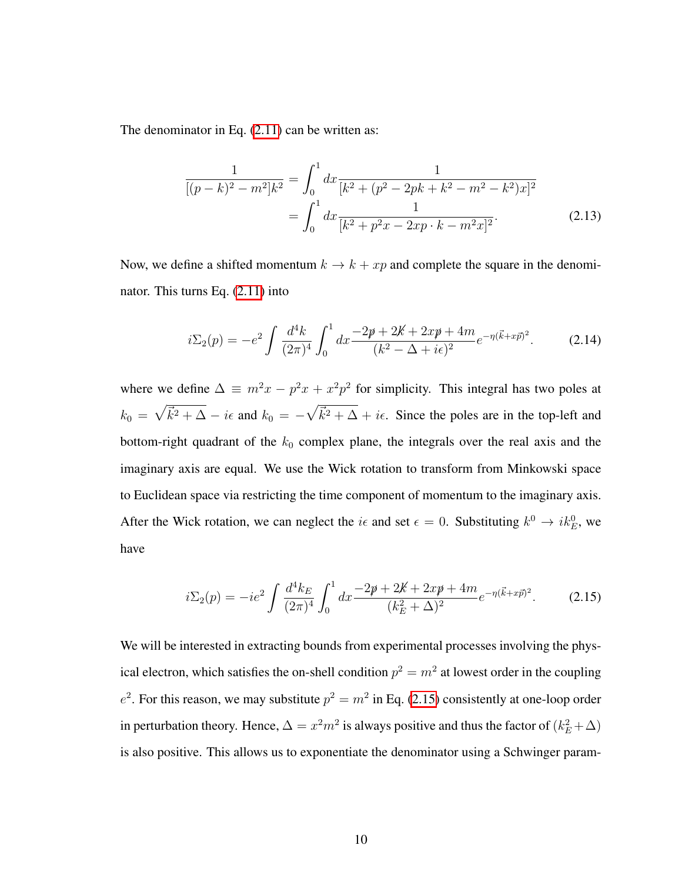The denominator in Eq. (2.11) can be written as:

$$
\begin{aligned}
\frac{1}{[(p-k)^2 - m^2]k^2} &= \int_0^1 dx \frac{1}{[k^2 + (p^2 - 2pk + k^2 - m^2 - k^2)x]^2} \\
&= \int_0^1 dx \frac{1}{[k^2 + p^2 x - 2xp \cdot k - m^2 x]^2}.
\end{aligned} \tag{2.13}
$$

Now, we define a shifted momentum $k \to k + xp$ and complete the square in the denominator. This turns Eq. (2.11) into

$$
i\Sigma_2(p) = -e^2 \int \frac{d^4k}{(2\pi)^4} \int_0^1 dx \frac{-2\not{p} + 2\not{k} + 2x\not{p} + 4m}{(k^2 - \Delta + i\epsilon)^2} e^{-\eta(\vec{k}+x\vec{p})^2}. \tag{2.14}
$$

where we define $\Delta \equiv m^2 x - p^2 x + x^2 p^2$ for simplicity. This integral has two poles at $k_0 = \sqrt{\vec{k}^2 + \Delta} - i\epsilon$ and $k_0 = -\sqrt{\vec{k}^2 + \Delta} + i\epsilon$. Since the poles are in the top-left and bottom-right quadrant of the $k_0$ complex plane, the integrals over the real axis and the imaginary axis are equal. We use the Wick rotation to transform from Minkowski space to Euclidean space via restricting the time component of momentum to the imaginary axis. After the Wick rotation, we can neglect the $i\epsilon$ and set $\epsilon = 0$. Substituting $k^0 \to ik_E^0$, we have

$$
i\Sigma_2(p) = -ie^2 \int \frac{d^4k_E}{(2\pi)^4} \int_0^1 dx \frac{-2\not{p} + 2\not{k} + 2x\not{p} + 4m}{(k_E^2 + \Delta)^2} e^{-\eta(\vec{k}+x\vec{p})^2}. \tag{2.15}
$$

We will be interested in extracting bounds from experimental processes involving the physical electron, which satisfies the on-shell condition $p^2 = m^2$ at lowest order in the coupling $e^2$. For this reason, we may substitute $p^2 = m^2$ in Eq. (2.15) consistently at one-loop order in perturbation theory. Hence, $\Delta = x^2 m^2$ is always positive and thus the factor of $(k_E^2 + \Delta)$ is also positive. This allows us to exponentiate the denominator using a Schwinger param-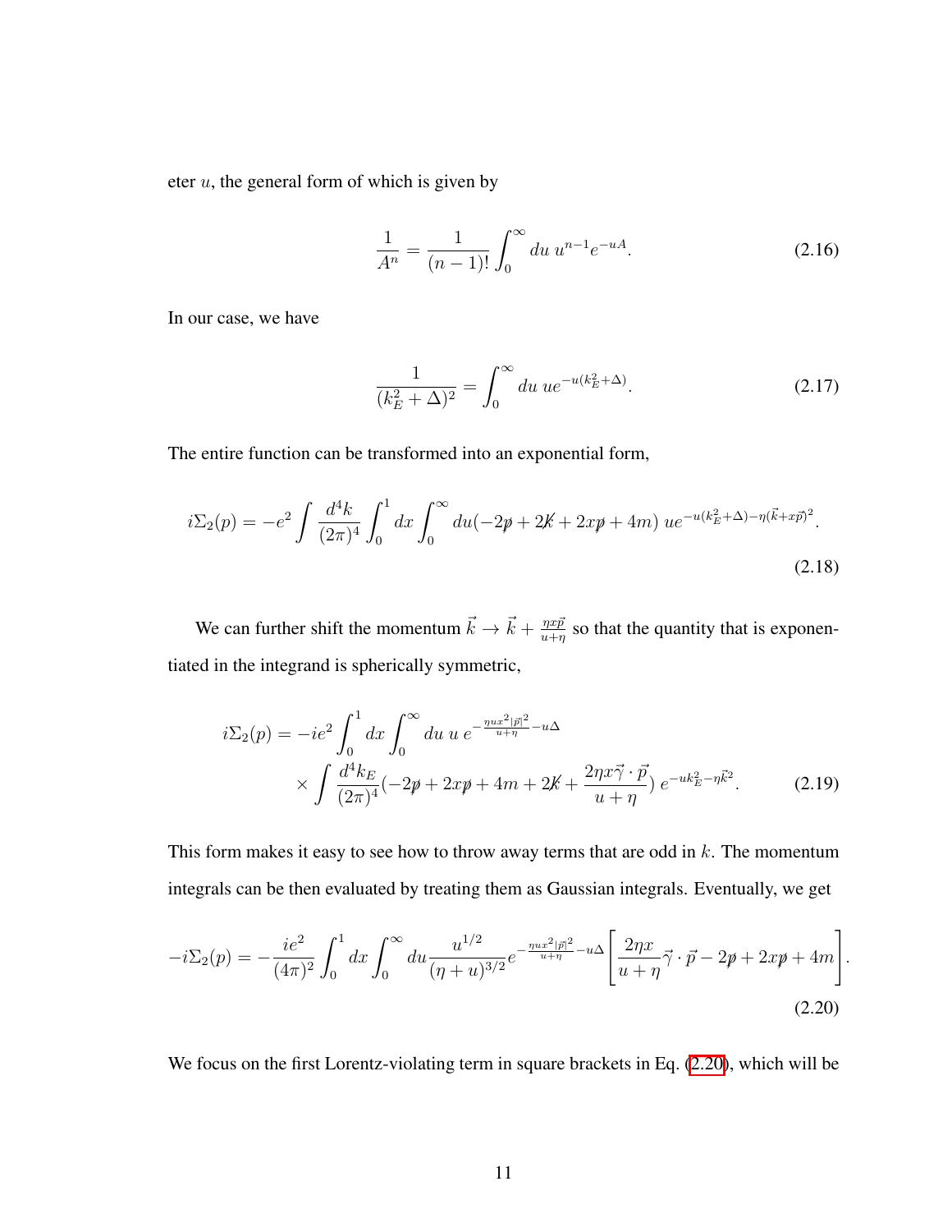eter $u$, the general form of which is given by

$$\frac{1}{A^n} = \frac{1}{(n-1)!}\int_0^\infty du\; u^{n-1} e^{-uA}. \tag{2.16}$$

In our case, we have

$$\frac{1}{(k_E^2+\Delta)^2} = \int_0^\infty du\; u e^{-u(k_E^2+\Delta)}. \tag{2.17}$$

The entire function can be transformed into an exponential form,

$$i\Sigma_2(p) = -e^2 \int \frac{d^4k}{(2\pi)^4}\int_0^1 dx \int_0^\infty du(-2\not{p} + 2\not{k} + 2x\not{p} + 4m)\; u e^{-u(k_E^2+\Delta)-\eta(\vec{k}+x\vec{p})^2}. \tag{2.18}$$

We can further shift the momentum $\vec{k} \to \vec{k} + \frac{\eta x \vec{p}}{u+\eta}$ so that the quantity that is exponentiated in the integrand is spherically symmetric,

$$\begin{aligned} i\Sigma_2(p) = &-ie^2 \int_0^1 dx \int_0^\infty du\; u\; e^{-\frac{\eta u x^2 |\vec{p}|^2}{u+\eta} - u\Delta} \\ &\times \int \frac{d^4k_E}{(2\pi)^4}(-2\not{p} + 2x\not{p} + 4m + 2\not{k} + \frac{2\eta x \vec{\gamma}\cdot\vec{p}}{u+\eta})\; e^{-uk_E^2 - \eta \vec{k}^2}. \end{aligned} \tag{2.19}$$

This form makes it easy to see how to throw away terms that are odd in $k$. The momentum integrals can be then evaluated by treating them as Gaussian integrals. Eventually, we get

$$-i\Sigma_2(p) = -\frac{ie^2}{(4\pi)^2}\int_0^1 dx \int_0^\infty du \frac{u^{1/2}}{(\eta+u)^{3/2}} e^{-\frac{\eta u x^2|\vec{p}|^2}{u+\eta} - u\Delta}\left[\frac{2\eta x}{u+\eta}\vec{\gamma}\cdot\vec{p} - 2\not{p} + 2x\not{p} + 4m\right]. \tag{2.20}$$

We focus on the first Lorentz-violating term in square brackets in Eq. (2.20), which will be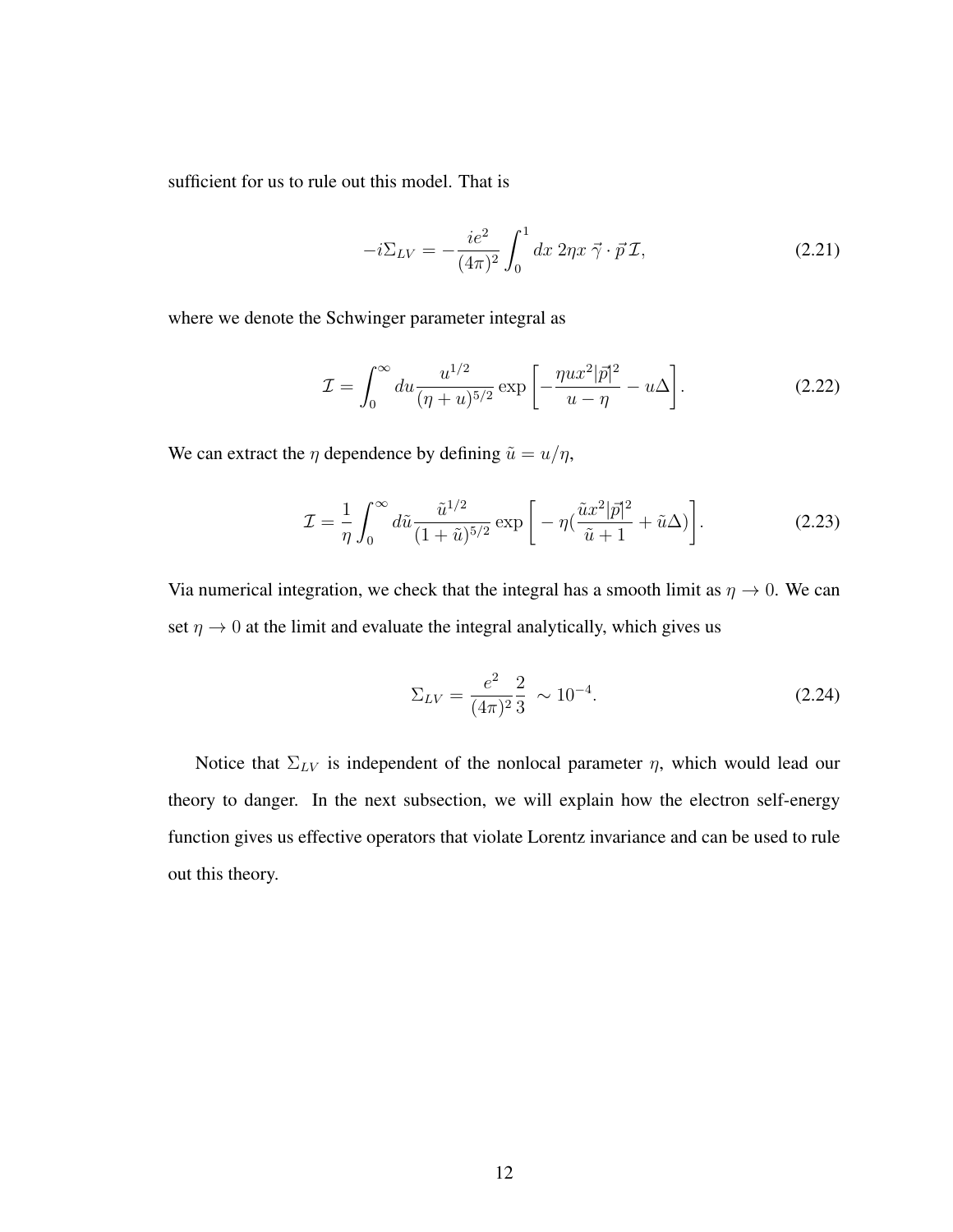sufficient for us to rule out this model. That is

$$-i\Sigma_{LV} = -\frac{ie^2}{(4\pi)^2}\int_0^1 dx\; 2\eta x\; \vec{\gamma}\cdot\vec{p}\,\mathcal{I}, \tag{2.21}$$

where we denote the Schwinger parameter integral as

$$\mathcal{I} = \int_0^\infty du \frac{u^{1/2}}{(\eta+u)^{5/2}} \exp\left[-\frac{\eta u x^2|\vec{p}|^2}{u-\eta} - u\Delta\right]. \tag{2.22}$$

We can extract the $\eta$ dependence by defining $\tilde{u} = u/\eta$,

$$\mathcal{I} = \frac{1}{\eta}\int_0^\infty d\tilde{u} \frac{\tilde{u}^{1/2}}{(1+\tilde{u})^{5/2}} \exp\left[-\eta\left(\frac{\tilde{u}x^2|\vec{p}|^2}{\tilde{u}+1} + \tilde{u}\Delta\right)\right]. \tag{2.23}$$

Via numerical integration, we check that the integral has a smooth limit as $\eta \to 0$. We can set $\eta \to 0$ at the limit and evaluate the integral analytically, which gives us

$$\Sigma_{LV} = \frac{e^2}{(4\pi)^2}\frac{2}{3} \sim 10^{-4}. \tag{2.24}$$

Notice that $\Sigma_{LV}$ is independent of the nonlocal parameter $\eta$, which would lead our theory to danger. In the next subsection, we will explain how the electron self-energy function gives us effective operators that violate Lorentz invariance and can be used to rule out this theory.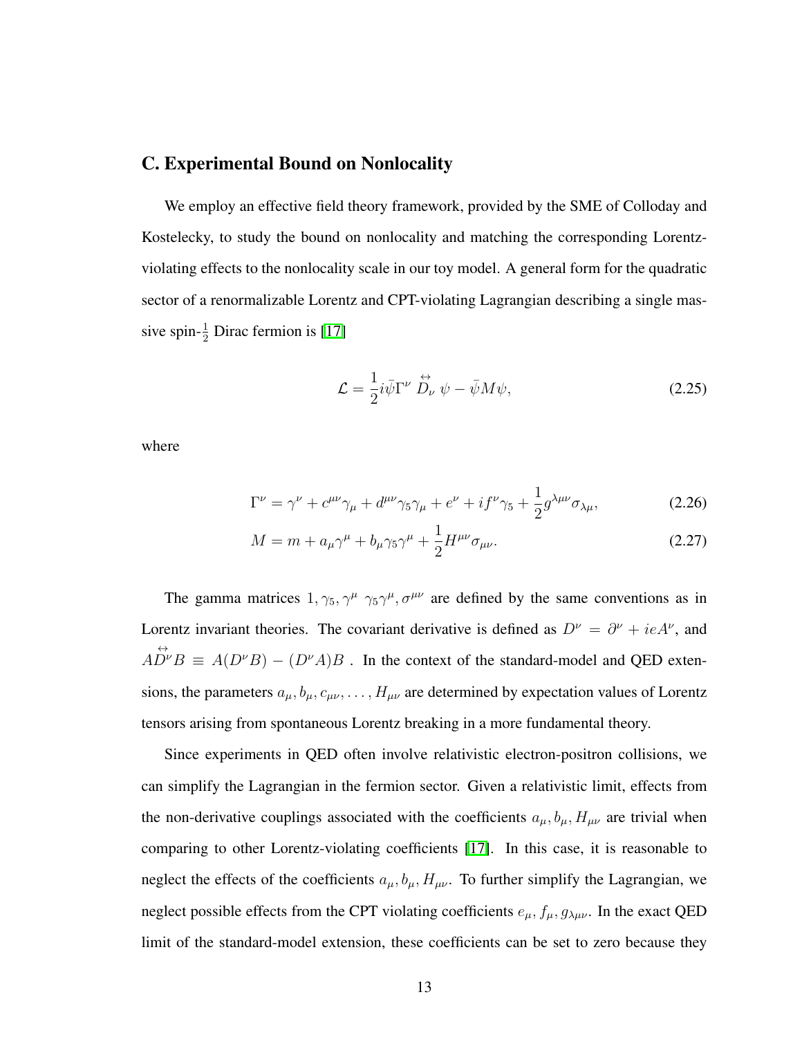## C. Experimental Bound on Nonlocality

We employ an effective field theory framework, provided by the SME of Colloday and Kostelecky, to study the bound on nonlocality and matching the corresponding Lorentz-violating effects to the nonlocality scale in our toy model. A general form for the quadratic sector of a renormalizable Lorentz and CPT-violating Lagrangian describing a single massive spin-$\frac{1}{2}$ Dirac fermion is [17]

$$\mathcal{L} = \frac{1}{2} i \bar{\psi} \Gamma^{\nu} \overleftrightarrow{D}_{\nu} \psi - \bar{\psi} M \psi, \tag{2.25}$$

where

$$\Gamma^{\nu} = \gamma^{\nu} + c^{\mu\nu}\gamma_{\mu} + d^{\mu\nu}\gamma_5\gamma_{\mu} + e^{\nu} + i f^{\nu}\gamma_5 + \frac{1}{2} g^{\lambda\mu\nu}\sigma_{\lambda\mu}, \tag{2.26}$$

$$M = m + a_{\mu}\gamma^{\mu} + b_{\mu}\gamma_5\gamma^{\mu} + \frac{1}{2} H^{\mu\nu}\sigma_{\mu\nu}. \tag{2.27}$$

The gamma matrices $1, \gamma_5, \gamma^{\mu}\ \gamma_5\gamma^{\mu}, \sigma^{\mu\nu}$ are defined by the same conventions as in Lorentz invariant theories. The covariant derivative is defined as $D^{\nu} = \partial^{\nu} + ieA^{\nu}$, and $A\overleftrightarrow{D^{\nu}}B \equiv A(D^{\nu}B) - (D^{\nu}A)B$ . In the context of the standard-model and QED extensions, the parameters $a_{\mu}, b_{\mu}, c_{\mu\nu}, \ldots, H_{\mu\nu}$ are determined by expectation values of Lorentz tensors arising from spontaneous Lorentz breaking in a more fundamental theory.

Since experiments in QED often involve relativistic electron-positron collisions, we can simplify the Lagrangian in the fermion sector. Given a relativistic limit, effects from the non-derivative couplings associated with the coefficients $a_{\mu}, b_{\mu}, H_{\mu\nu}$ are trivial when comparing to other Lorentz-violating coefficients [17]. In this case, it is reasonable to neglect the effects of the coefficients $a_{\mu}, b_{\mu}, H_{\mu\nu}$. To further simplify the Lagrangian, we neglect possible effects from the CPT violating coefficients $e_{\mu}, f_{\mu}, g_{\lambda\mu\nu}$. In the exact QED limit of the standard-model extension, these coefficients can be set to zero because they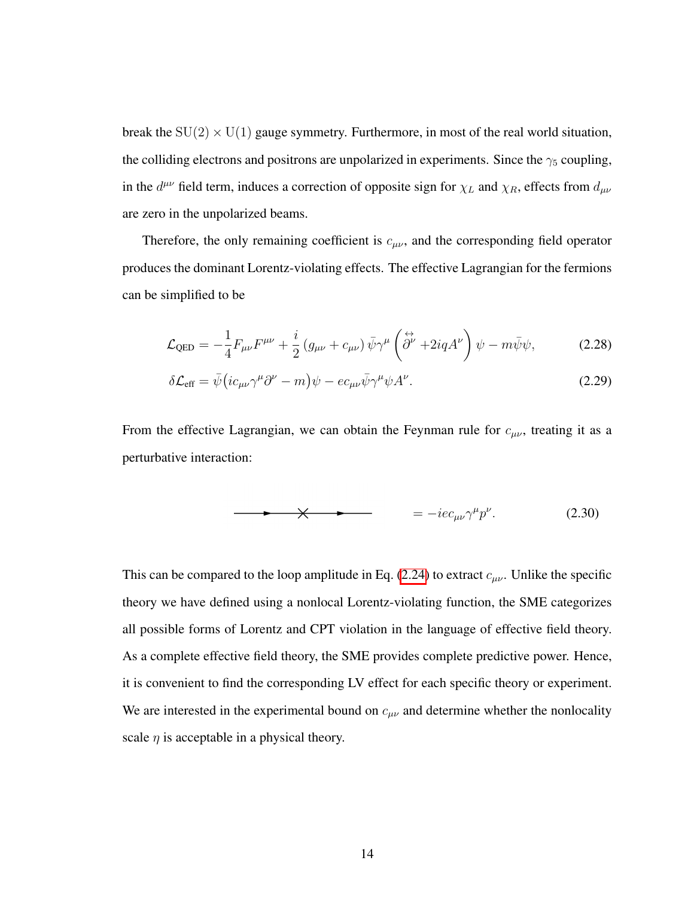break the $\mathrm{SU}(2) \times \mathrm{U}(1)$ gauge symmetry. Furthermore, in most of the real world situation, the colliding electrons and positrons are unpolarized in experiments. Since the $\gamma_5$ coupling, in the $d^{\mu\nu}$ field term, induces a correction of opposite sign for $\chi_L$ and $\chi_R$, effects from $d_{\mu\nu}$ are zero in the unpolarized beams.

Therefore, the only remaining coefficient is $c_{\mu\nu}$, and the corresponding field operator produces the dominant Lorentz-violating effects. The effective Lagrangian for the fermions can be simplified to be

$$\mathcal{L}_{\text{QED}} = -\frac{1}{4} F_{\mu\nu} F^{\mu\nu} + \frac{i}{2} \left( g_{\mu\nu} + c_{\mu\nu} \right) \bar{\psi} \gamma^{\mu} \left( \overleftrightarrow{\partial^{\nu}} + 2iqA^{\nu} \right) \psi - m\bar{\psi}\psi, \tag{2.28}$$

$$\delta\mathcal{L}_{\text{eff}} = \bar{\psi} \big( i c_{\mu\nu} \gamma^{\mu} \partial^{\nu} - m \big) \psi - e c_{\mu\nu} \bar{\psi} \gamma^{\mu} \psi A^{\nu}. \tag{2.29}$$

From the effective Lagrangian, we can obtain the Feynman rule for $c_{\mu\nu}$, treating it as a perturbative interaction:

$$= -iec_{\mu\nu} \gamma^{\mu} p^{\nu}. \tag{2.30}$$

This can be compared to the loop amplitude in Eq. (2.24) to extract $c_{\mu\nu}$. Unlike the specific theory we have defined using a nonlocal Lorentz-violating function, the SME categorizes all possible forms of Lorentz and CPT violation in the language of effective field theory. As a complete effective field theory, the SME provides complete predictive power. Hence, it is convenient to find the corresponding LV effect for each specific theory or experiment. We are interested in the experimental bound on $c_{\mu\nu}$ and determine whether the nonlocality scale $\eta$ is acceptable in a physical theory.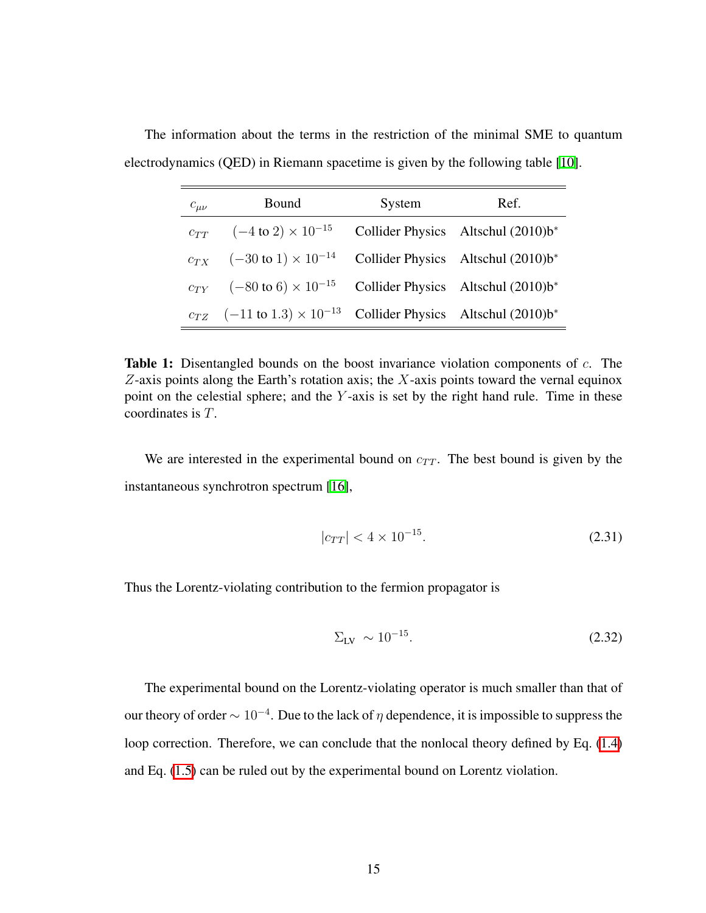The information about the terms in the restriction of the minimal SME to quantum electrodynamics (QED) in Riemann spacetime is given by the following table [10].

| $c_{\mu\nu}$ | Bound | System | Ref. |
|---|---|---|---|
| $c_{TT}$ | $(-4 \text{ to } 2) \times 10^{-15}$ | Collider Physics | Altschul (2010)b* |
| $c_{TX}$ | $(-30 \text{ to } 1) \times 10^{-14}$ | Collider Physics | Altschul (2010)b* |
| $c_{TY}$ | $(-80 \text{ to } 6) \times 10^{-15}$ | Collider Physics | Altschul (2010)b* |
| $c_{TZ}$ | $(-11 \text{ to } 1.3) \times 10^{-13}$ | Collider Physics | Altschul (2010)b* |

**Table 1:** Disentangled bounds on the boost invariance violation components of $c$. The $Z$-axis points along the Earth's rotation axis; the $X$-axis points toward the vernal equinox point on the celestial sphere; and the $Y$-axis is set by the right hand rule. Time in these coordinates is $T$.

We are interested in the experimental bound on $c_{TT}$. The best bound is given by the instantaneous synchrotron spectrum [16],

$$|c_{TT}| < 4 \times 10^{-15}. \tag{2.31}$$

Thus the Lorentz-violating contribution to the fermion propagator is

$$\Sigma_{\text{LV}} \sim 10^{-15}. \tag{2.32}$$

The experimental bound on the Lorentz-violating operator is much smaller than that of our theory of order $\sim 10^{-4}$. Due to the lack of $\eta$ dependence, it is impossible to suppress the loop correction. Therefore, we can conclude that the nonlocal theory defined by Eq. (1.4) and Eq. (1.5) can be ruled out by the experimental bound on Lorentz violation.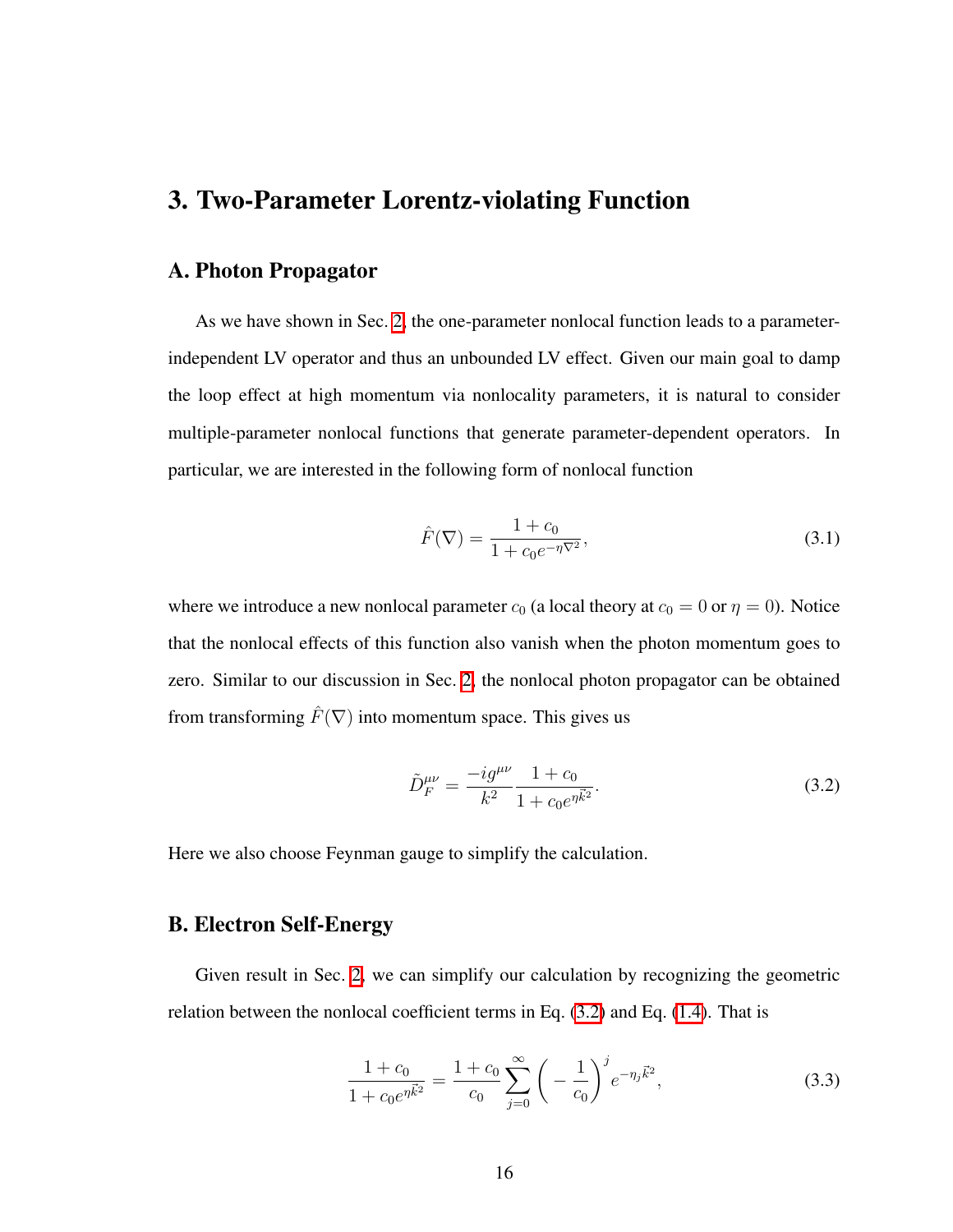# 3. Two-Parameter Lorentz-violating Function

## A. Photon Propagator

As we have shown in Sec. 2, the one-parameter nonlocal function leads to a parameter-independent LV operator and thus an unbounded LV effect. Given our main goal to damp the loop effect at high momentum via nonlocality parameters, it is natural to consider multiple-parameter nonlocal functions that generate parameter-dependent operators. In particular, we are interested in the following form of nonlocal function

$$\hat{F}(\nabla) = \frac{1 + c_0}{1 + c_0 e^{-\eta \nabla^2}}, \tag{3.1}$$

where we introduce a new nonlocal parameter $c_0$ (a local theory at $c_0 = 0$ or $\eta = 0$). Notice that the nonlocal effects of this function also vanish when the photon momentum goes to zero. Similar to our discussion in Sec. 2, the nonlocal photon propagator can be obtained from transforming $\hat{F}(\nabla)$ into momentum space. This gives us

$$\tilde{D}_F^{\mu\nu} = \frac{-ig^{\mu\nu}}{k^2} \frac{1 + c_0}{1 + c_0 e^{\eta \vec{k}^2}}. \tag{3.2}$$

Here we also choose Feynman gauge to simplify the calculation.

## B. Electron Self-Energy

Given result in Sec. 2, we can simplify our calculation by recognizing the geometric relation between the nonlocal coefficient terms in Eq. (3.2) and Eq. (1.4). That is

$$\frac{1 + c_0}{1 + c_0 e^{\eta \vec{k}^2}} = \frac{1 + c_0}{c_0} \sum_{j=0}^{\infty} \left( -\frac{1}{c_0} \right)^j e^{-\eta_j \vec{k}^2}, \tag{3.3}$$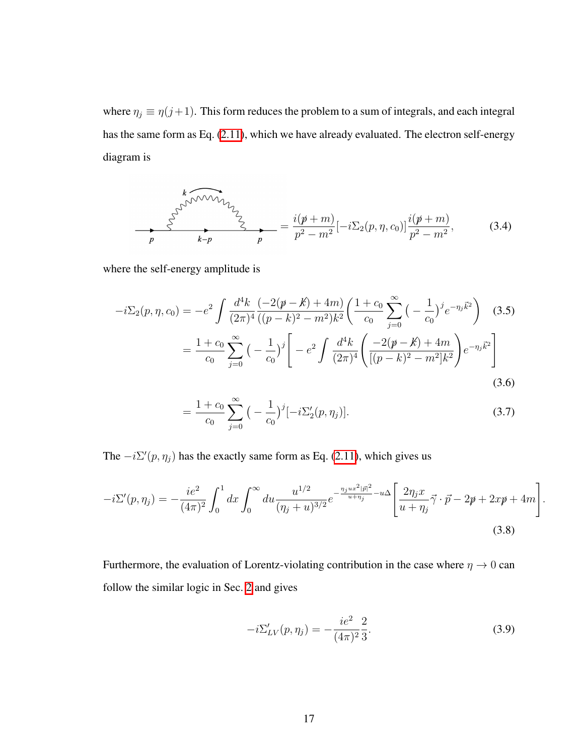where $\eta_j \equiv \eta(j+1)$. This form reduces the problem to a sum of integrals, and each integral has the same form as Eq. (2.11), which we have already evaluated. The electron self-energy diagram is

$$= \frac{i(\not{p}+m)}{p^2-m^2}[-i\Sigma_2(p,\eta,c_0)]\frac{i(\not{p}+m)}{p^2-m^2}, \tag{3.4}$$

where the self-energy amplitude is

$$-i\Sigma_2(p,\eta,c_0) = -e^2\int\frac{d^4k}{(2\pi)^4}\frac{(-2(\not{p}-\not{k})+4m)}{((p-k)^2-m^2)k^2}\bigg(\frac{1+c_0}{c_0}\sum_{j=0}^{\infty}\big(-\frac{1}{c_0}\big)^j e^{-\eta_j\vec{k}^2}\bigg) \tag{3.5}$$

$$= \frac{1+c_0}{c_0}\sum_{j=0}^{\infty}\big(-\frac{1}{c_0}\big)^j\Bigg[-e^2\int\frac{d^4k}{(2\pi)^4}\bigg(\frac{-2(\not{p}-\not{k})+4m}{[(p-k)^2-m^2]k^2}\bigg)e^{-\eta_j\vec{k}^2}\Bigg] \tag{3.6}$$

$$= \frac{1+c_0}{c_0}\sum_{j=0}^{\infty}\big(-\frac{1}{c_0}\big)^j[-i\Sigma_2'(p,\eta_j)]. \tag{3.7}$$

The $-i\Sigma'(p,\eta_j)$ has the exactly same form as Eq. (2.11), which gives us

$$-i\Sigma'(p,\eta_j) = -\frac{ie^2}{(4\pi)^2}\int_0^1 dx\int_0^\infty du\frac{u^{1/2}}{(\eta_j+u)^{3/2}}e^{-\frac{\eta_j u x^2|\vec{p}|^2}{u+\eta_j}-u\Delta}\bigg[\frac{2\eta_j x}{u+\eta_j}\vec{\gamma}\cdot\vec{p}-2\not{p}+2x\not{p}+4m\bigg]. \tag{3.8}$$

Furthermore, the evaluation of Lorentz-violating contribution in the case where $\eta \to 0$ can follow the similar logic in Sec. 2 and gives

$$-i\Sigma_{LV}'(p,\eta_j) = -\frac{ie^2}{(4\pi)^2}\frac{2}{3}. \tag{3.9}$$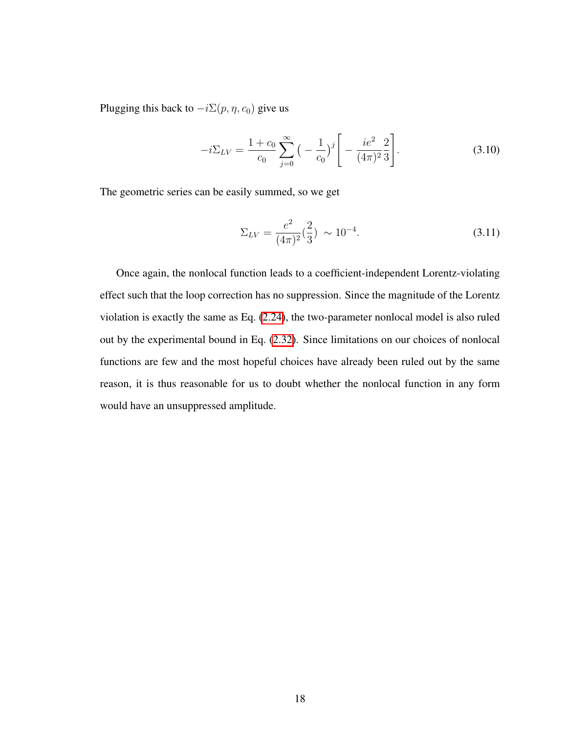Plugging this back to $-i\Sigma(p, \eta, c_0)$ give us

$$-i\Sigma_{LV} = \frac{1+c_0}{c_0} \sum_{j=0}^{\infty} \Big( -\frac{1}{c_0} \Big)^j \Bigg[ -\frac{ie^2}{(4\pi)^2} \frac{2}{3} \Bigg]. \tag{3.10}$$

The geometric series can be easily summed, so we get

$$\Sigma_{LV} = \frac{e^2}{(4\pi)^2} (\frac{2}{3}) \ \sim 10^{-4}. \tag{3.11}$$

Once again, the nonlocal function leads to a coefficient-independent Lorentz-violating effect such that the loop correction has no suppression. Since the magnitude of the Lorentz violation is exactly the same as Eq. (2.24), the two-parameter nonlocal model is also ruled out by the experimental bound in Eq. (2.32). Since limitations on our choices of nonlocal functions are few and the most hopeful choices have already been ruled out by the same reason, it is thus reasonable for us to doubt whether the nonlocal function in any form would have an unsuppressed amplitude.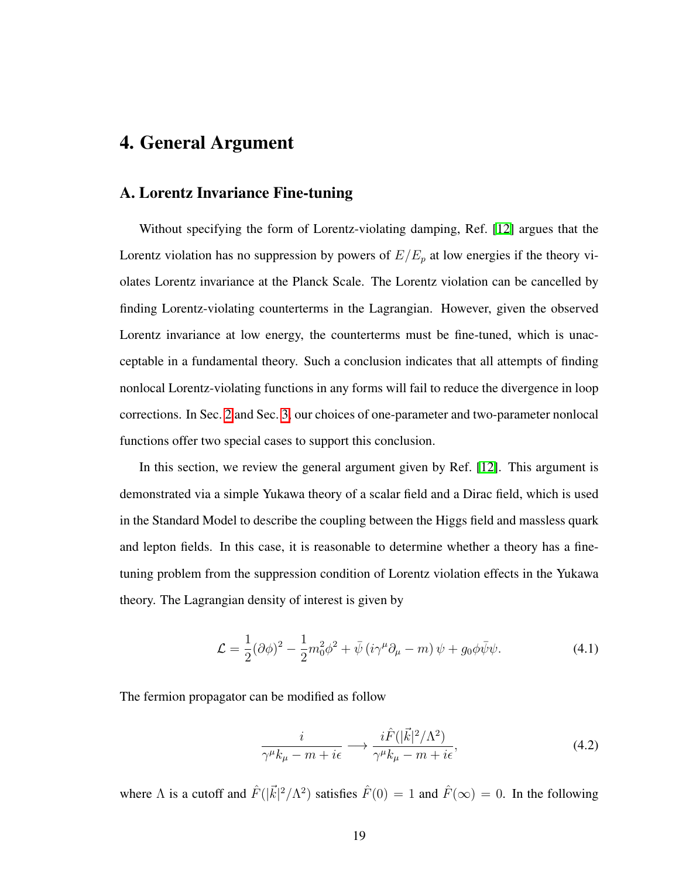# 4. General Argument

## A. Lorentz Invariance Fine-tuning

Without specifying the form of Lorentz-violating damping, Ref. [12] argues that the Lorentz violation has no suppression by powers of $E/E_p$ at low energies if the theory violates Lorentz invariance at the Planck Scale. The Lorentz violation can be cancelled by finding Lorentz-violating counterterms in the Lagrangian. However, given the observed Lorentz invariance at low energy, the counterterms must be fine-tuned, which is unacceptable in a fundamental theory. Such a conclusion indicates that all attempts of finding nonlocal Lorentz-violating functions in any forms will fail to reduce the divergence in loop corrections. In Sec. 2 and Sec. 3, our choices of one-parameter and two-parameter nonlocal functions offer two special cases to support this conclusion.

In this section, we review the general argument given by Ref. [12]. This argument is demonstrated via a simple Yukawa theory of a scalar field and a Dirac field, which is used in the Standard Model to describe the coupling between the Higgs field and massless quark and lepton fields. In this case, it is reasonable to determine whether a theory has a fine-tuning problem from the suppression condition of Lorentz violation effects in the Yukawa theory. The Lagrangian density of interest is given by

$$\mathcal{L} = \frac{1}{2}(\partial\phi)^2 - \frac{1}{2}m_0^2\phi^2 + \bar{\psi}\left(i\gamma^\mu\partial_\mu - m\right)\psi + g_0\phi\bar{\psi}\psi. \tag{4.1}$$

The fermion propagator can be modified as follow

$$\frac{i}{\gamma^\mu k_\mu - m + i\epsilon} \longrightarrow \frac{i\hat{F}(|\vec{k}|^2/\Lambda^2)}{\gamma^\mu k_\mu - m + i\epsilon}, \tag{4.2}$$

where $\Lambda$ is a cutoff and $\hat{F}(|\vec{k}|^2/\Lambda^2)$ satisfies $\hat{F}(0) = 1$ and $\hat{F}(\infty) = 0$. In the following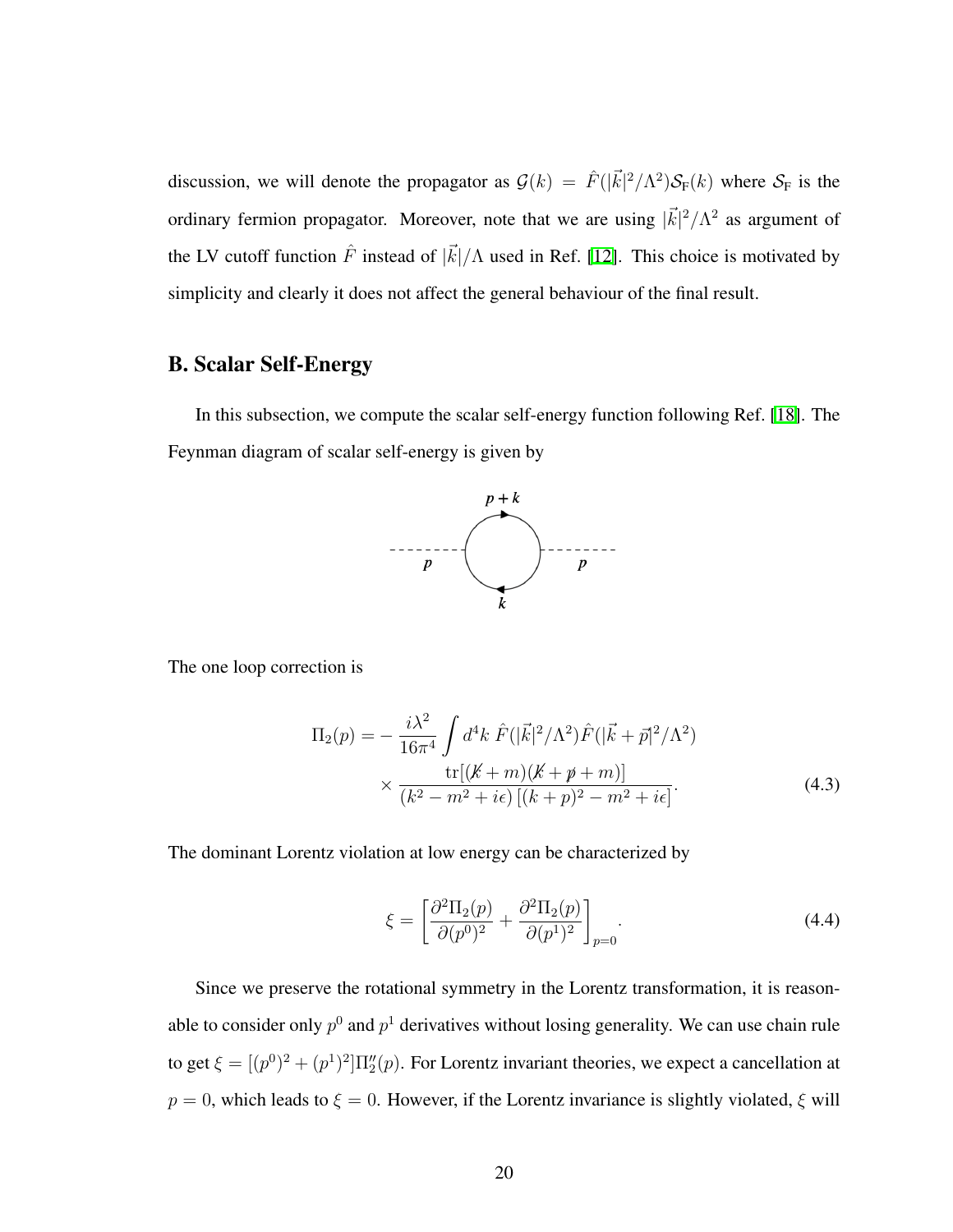discussion, we will denote the propagator as $\mathcal{G}(k) = \hat{F}(|\vec{k}|^2/\Lambda^2)\mathcal{S}_{\mathrm{F}}(k)$ where $\mathcal{S}_{\mathrm{F}}$ is the ordinary fermion propagator. Moreover, note that we are using $|\vec{k}|^2/\Lambda^2$ as argument of the LV cutoff function $\hat{F}$ instead of $|\vec{k}|/\Lambda$ used in Ref. [12]. This choice is motivated by simplicity and clearly it does not affect the general behaviour of the final result.

## B. Scalar Self-Energy

In this subsection, we compute the scalar self-energy function following Ref. [18]. The Feynman diagram of scalar self-energy is given by

$p + k$

$p$ $p$

$k$

The one loop correction is

$$\Pi_2(p) = -\frac{i\lambda^2}{16\pi^4}\int d^4k\ \hat{F}(|\vec{k}|^2/\Lambda^2)\hat{F}(|\vec{k}+\vec{p}|^2/\Lambda^2) \times \frac{\mathrm{tr}[(\not{k}+m)(\not{k}+\not{p}+m)]}{(k^2-m^2+i\epsilon)\left[(k+p)^2-m^2+i\epsilon\right]}. \tag{4.3}$$

The dominant Lorentz violation at low energy can be characterized by

$$\xi = \left[\frac{\partial^2\Pi_2(p)}{\partial(p^0)^2} + \frac{\partial^2\Pi_2(p)}{\partial(p^1)^2}\right]_{p=0}. \tag{4.4}$$

Since we preserve the rotational symmetry in the Lorentz transformation, it is reasonable to consider only $p^0$ and $p^1$ derivatives without losing generality. We can use chain rule to get $\xi = [(p^0)^2 + (p^1)^2]\Pi_2''(p)$. For Lorentz invariant theories, we expect a cancellation at $p = 0$, which leads to $\xi = 0$. However, if the Lorentz invariance is slightly violated, $\xi$ will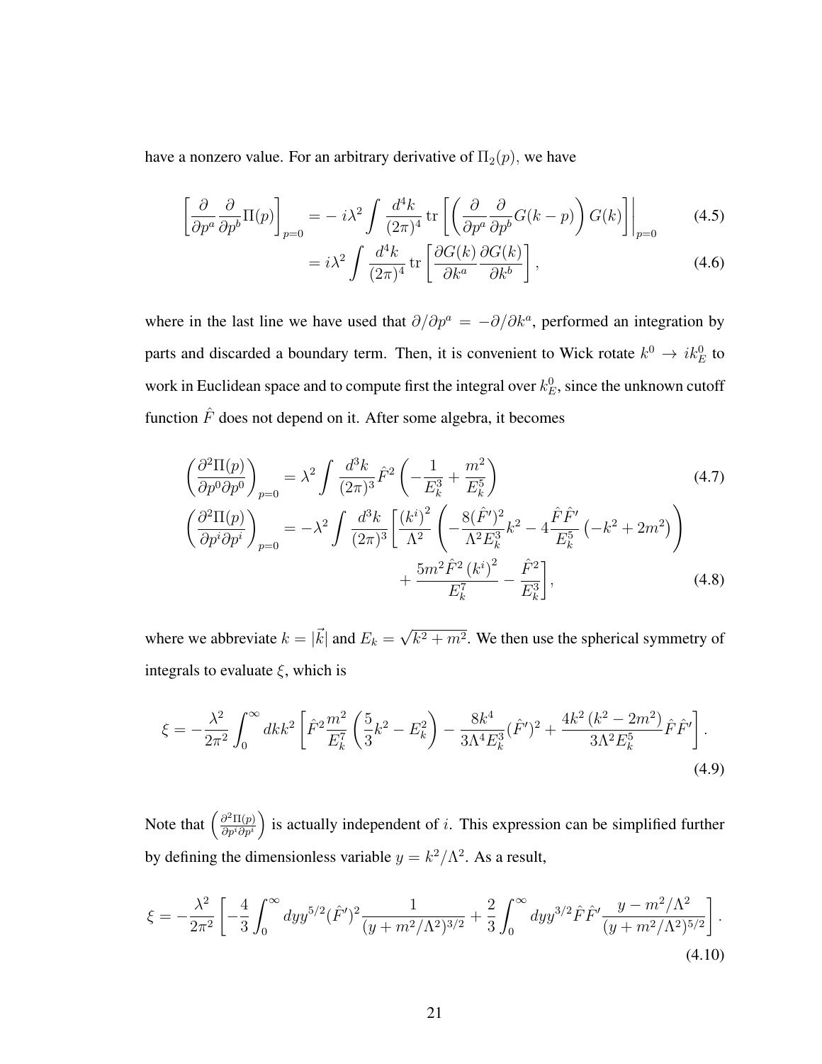have a nonzero value. For an arbitrary derivative of $\Pi_2(p)$, we have

$$
\begin{aligned}
\left[\frac{\partial}{\partial p^a}\frac{\partial}{\partial p^b}\Pi(p)\right]_{p=0} &= -i\lambda^2\int\frac{d^4k}{(2\pi)^4}\,\mathrm{tr}\left[\left(\frac{\partial}{\partial p^a}\frac{\partial}{\partial p^b}G(k-p)\right)G(k)\right]\Bigg|_{p=0} &(4.5)\\
&= i\lambda^2\int\frac{d^4k}{(2\pi)^4}\,\mathrm{tr}\left[\frac{\partial G(k)}{\partial k^a}\frac{\partial G(k)}{\partial k^b}\right], &(4.6)
\end{aligned}
$$

where in the last line we have used that $\partial/\partial p^a = -\partial/\partial k^a$, performed an integration by parts and discarded a boundary term. Then, it is convenient to Wick rotate $k^0 \to ik_E^0$ to work in Euclidean space and to compute first the integral over $k_E^0$, since the unknown cutoff function $\hat{F}$ does not depend on it. After some algebra, it becomes

$$
\begin{aligned}
\left(\frac{\partial^2\Pi(p)}{\partial p^0\partial p^0}\right)_{p=0} &= \lambda^2\int\frac{d^3k}{(2\pi)^3}\hat{F}^2\left(-\frac{1}{E_k^3}+\frac{m^2}{E_k^5}\right) &(4.7)\\
\left(\frac{\partial^2\Pi(p)}{\partial p^i\partial p^i}\right)_{p=0} &= -\lambda^2\int\frac{d^3k}{(2\pi)^3}\Bigg[\frac{\left(k^i\right)^2}{\Lambda^2}\left(-\frac{8(\hat{F}')^2}{\Lambda^2E_k^3}k^2-4\frac{\hat{F}\hat{F}'}{E_k^5}\left(-k^2+2m^2\right)\right)\\
&\qquad+\frac{5m^2\hat{F}^2\left(k^i\right)^2}{E_k^7}-\frac{\hat{F}^2}{E_k^3}\Bigg], &(4.8)
\end{aligned}
$$

where we abbreviate $k = |\vec{k}|$ and $E_k = \sqrt{k^2+m^2}$. We then use the spherical symmetry of integrals to evaluate $\xi$, which is

$$
\xi = -\frac{\lambda^2}{2\pi^2}\int_0^\infty dk k^2\left[\hat{F}^2\frac{m^2}{E_k^7}\left(\frac{5}{3}k^2-E_k^2\right)-\frac{8k^4}{3\Lambda^4E_k^3}(\hat{F}')^2+\frac{4k^2\left(k^2-2m^2\right)}{3\Lambda^2E_k^5}\hat{F}\hat{F}'\right]. \tag{4.9}
$$

Note that $\left(\frac{\partial^2\Pi(p)}{\partial p^i\partial p^i}\right)$ is actually independent of $i$. This expression can be simplified further by defining the dimensionless variable $y = k^2/\Lambda^2$. As a result,

$$
\xi = -\frac{\lambda^2}{2\pi^2}\left[-\frac{4}{3}\int_0^\infty dy y^{5/2}(\hat{F}')^2\frac{1}{(y+m^2/\Lambda^2)^{3/2}}+\frac{2}{3}\int_0^\infty dy y^{3/2}\hat{F}\hat{F}'\frac{y-m^2/\Lambda^2}{(y+m^2/\Lambda^2)^{5/2}}\right]. \tag{4.10}
$$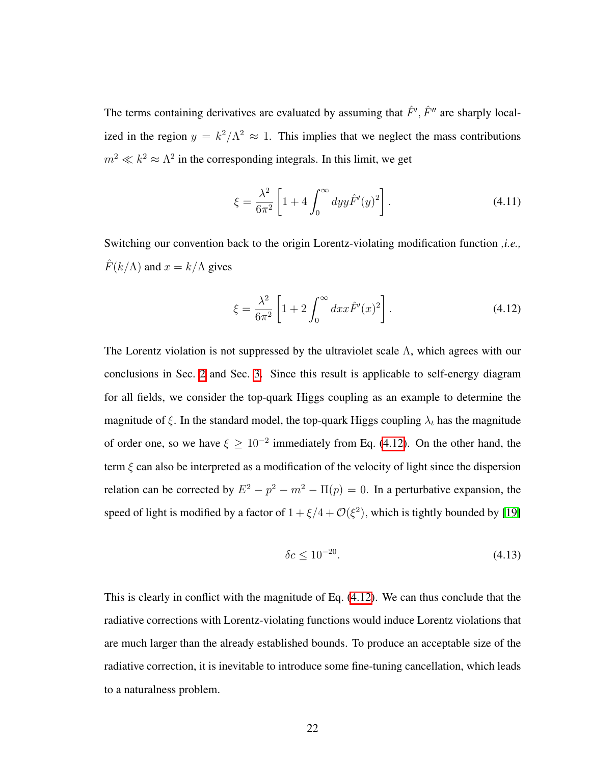The terms containing derivatives are evaluated by assuming that $\hat{F}', \hat{F}''$ are sharply localized in the region $y = k^2/\Lambda^2 \approx 1$. This implies that we neglect the mass contributions $m^2 \ll k^2 \approx \Lambda^2$ in the corresponding integrals. In this limit, we get

$$\xi = \frac{\lambda^2}{6\pi^2}\left[1 + 4\int_0^\infty dy y \hat{F}'(y)^2\right]. \tag{4.11}$$

Switching our convention back to the origin Lorentz-violating modification function *,i.e.,* $\hat{F}(k/\Lambda)$ and $x = k/\Lambda$ gives

$$\xi = \frac{\lambda^2}{6\pi^2}\left[1 + 2\int_0^\infty dx x \hat{F}'(x)^2\right]. \tag{4.12}$$

The Lorentz violation is not suppressed by the ultraviolet scale $\Lambda$, which agrees with our conclusions in Sec. 2 and Sec. 3. Since this result is applicable to self-energy diagram for all fields, we consider the top-quark Higgs coupling as an example to determine the magnitude of $\xi$. In the standard model, the top-quark Higgs coupling $\lambda_t$ has the magnitude of order one, so we have $\xi \geq 10^{-2}$ immediately from Eq. (4.12). On the other hand, the term $\xi$ can also be interpreted as a modification of the velocity of light since the dispersion relation can be corrected by $E^2 - p^2 - m^2 - \Pi(p) = 0$. In a perturbative expansion, the speed of light is modified by a factor of $1 + \xi/4 + \mathcal{O}(\xi^2)$, which is tightly bounded by [19]

$$\delta c \leq 10^{-20}. \tag{4.13}$$

This is clearly in conflict with the magnitude of Eq. (4.12). We can thus conclude that the radiative corrections with Lorentz-violating functions would induce Lorentz violations that are much larger than the already established bounds. To produce an acceptable size of the radiative correction, it is inevitable to introduce some fine-tuning cancellation, which leads to a naturalness problem.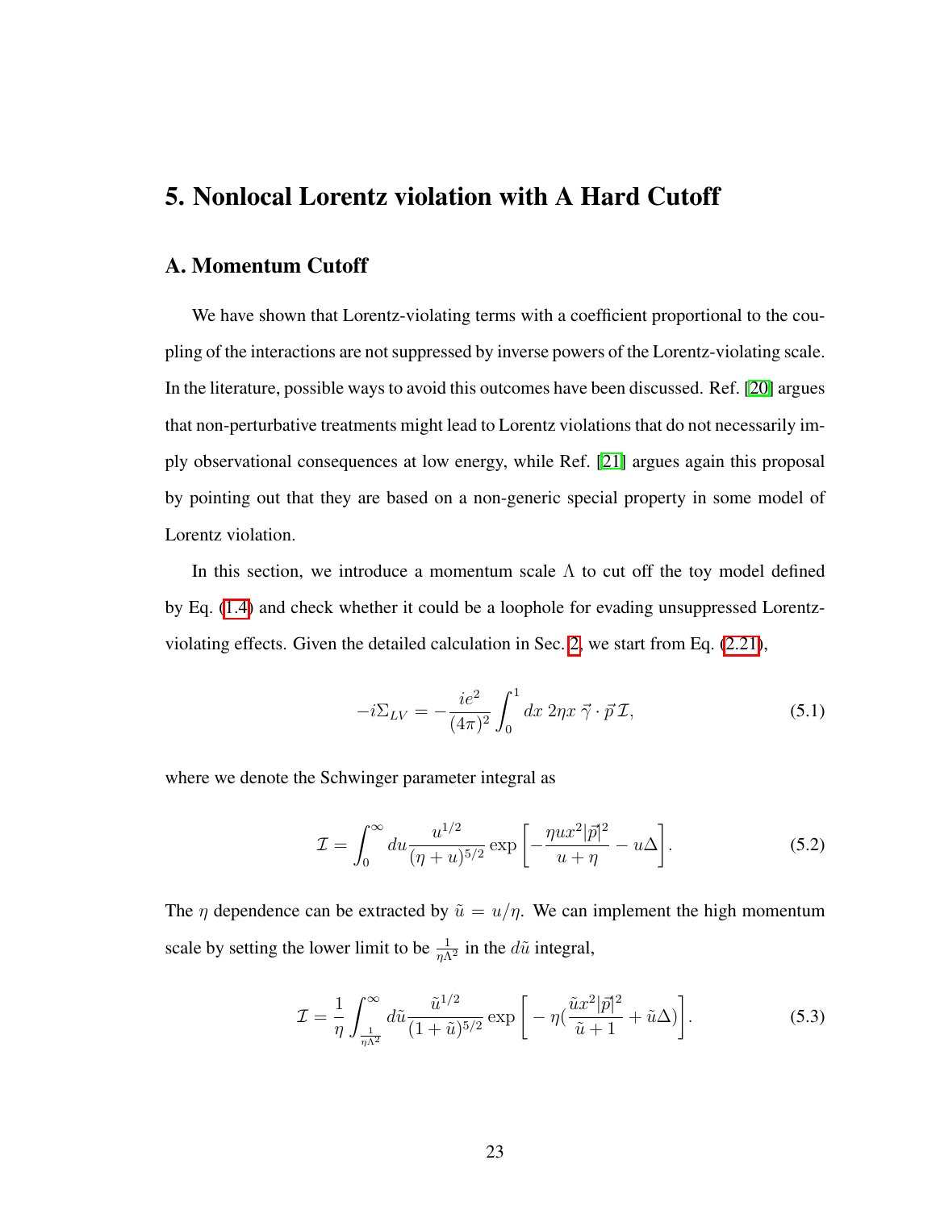# 5. Nonlocal Lorentz violation with A Hard Cutoff

## A. Momentum Cutoff

We have shown that Lorentz-violating terms with a coefficient proportional to the coupling of the interactions are not suppressed by inverse powers of the Lorentz-violating scale. In the literature, possible ways to avoid this outcomes have been discussed. Ref. [20] argues that non-perturbative treatments might lead to Lorentz violations that do not necessarily imply observational consequences at low energy, while Ref. [21] argues again this proposal by pointing out that they are based on a non-generic special property in some model of Lorentz violation.

In this section, we introduce a momentum scale $\Lambda$ to cut off the toy model defined by Eq. (1.4) and check whether it could be a loophole for evading unsuppressed Lorentz-violating effects. Given the detailed calculation in Sec. 2, we start from Eq. (2.21),

$$-i\Sigma_{LV} = -\frac{ie^2}{(4\pi)^2}\int_0^1 dx\, 2\eta x\, \vec{\gamma}\cdot\vec{p}\,\mathcal{I}, \tag{5.1}$$

where we denote the Schwinger parameter integral as

$$\mathcal{I} = \int_0^\infty du \frac{u^{1/2}}{(\eta+u)^{5/2}}\exp\left[-\frac{\eta u x^2|\vec{p}|^2}{u+\eta} - u\Delta\right]. \tag{5.2}$$

The $\eta$ dependence can be extracted by $\tilde{u} = u/\eta$. We can implement the high momentum scale by setting the lower limit to be $\frac{1}{\eta\Lambda^2}$ in the $d\tilde{u}$ integral,

$$\mathcal{I} = \frac{1}{\eta}\int_{\frac{1}{\eta\Lambda^2}}^\infty d\tilde{u} \frac{\tilde{u}^{1/2}}{(1+\tilde{u})^{5/2}}\exp\left[-\eta\left(\frac{\tilde{u}x^2|\vec{p}|^2}{\tilde{u}+1} + \tilde{u}\Delta\right)\right]. \tag{5.3}$$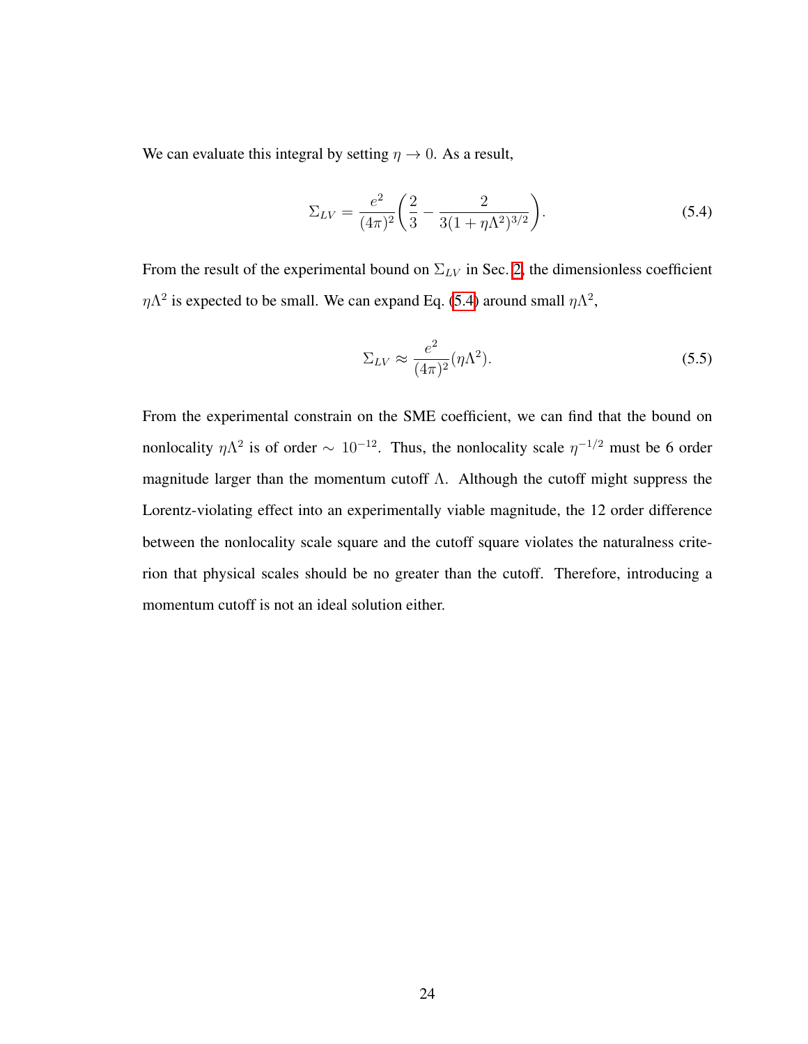We can evaluate this integral by setting $\eta \to 0$. As a result,

$$\Sigma_{LV} = \frac{e^2}{(4\pi)^2}\left(\frac{2}{3} - \frac{2}{3(1+\eta\Lambda^2)^{3/2}}\right). \tag{5.4}$$

From the result of the experimental bound on $\Sigma_{LV}$ in Sec. 2, the dimensionless coefficient $\eta\Lambda^2$ is expected to be small. We can expand Eq. (5.4) around small $\eta\Lambda^2$,

$$\Sigma_{LV} \approx \frac{e^2}{(4\pi)^2}(\eta\Lambda^2). \tag{5.5}$$

From the experimental constrain on the SME coefficient, we can find that the bound on nonlocality $\eta\Lambda^2$ is of order $\sim 10^{-12}$. Thus, the nonlocality scale $\eta^{-1/2}$ must be 6 order magnitude larger than the momentum cutoff $\Lambda$. Although the cutoff might suppress the Lorentz-violating effect into an experimentally viable magnitude, the 12 order difference between the nonlocality scale square and the cutoff square violates the naturalness criterion that physical scales should be no greater than the cutoff. Therefore, introducing a momentum cutoff is not an ideal solution either.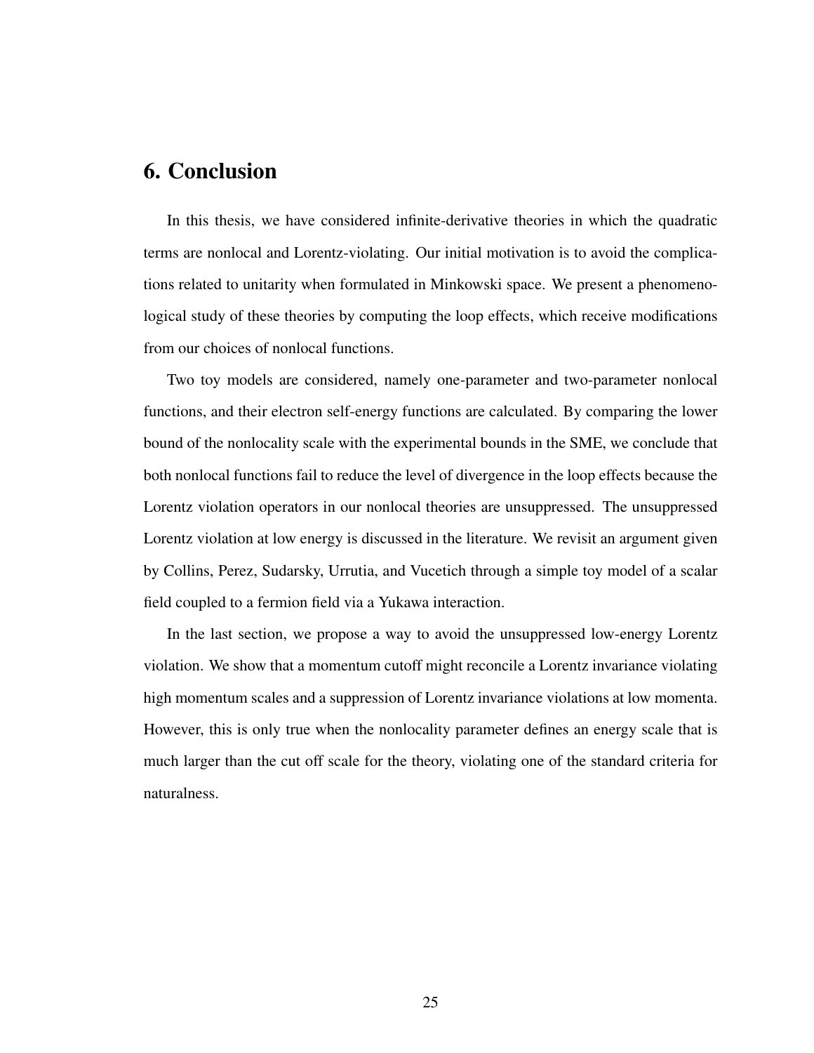# 6. Conclusion

In this thesis, we have considered infinite-derivative theories in which the quadratic terms are nonlocal and Lorentz-violating. Our initial motivation is to avoid the complications related to unitarity when formulated in Minkowski space. We present a phenomenological study of these theories by computing the loop effects, which receive modifications from our choices of nonlocal functions.

Two toy models are considered, namely one-parameter and two-parameter nonlocal functions, and their electron self-energy functions are calculated. By comparing the lower bound of the nonlocality scale with the experimental bounds in the SME, we conclude that both nonlocal functions fail to reduce the level of divergence in the loop effects because the Lorentz violation operators in our nonlocal theories are unsuppressed. The unsuppressed Lorentz violation at low energy is discussed in the literature. We revisit an argument given by Collins, Perez, Sudarsky, Urrutia, and Vucetich through a simple toy model of a scalar field coupled to a fermion field via a Yukawa interaction.

In the last section, we propose a way to avoid the unsuppressed low-energy Lorentz violation. We show that a momentum cutoff might reconcile a Lorentz invariance violating high momentum scales and a suppression of Lorentz invariance violations at low momenta. However, this is only true when the nonlocality parameter defines an energy scale that is much larger than the cut off scale for the theory, violating one of the standard criteria for naturalness.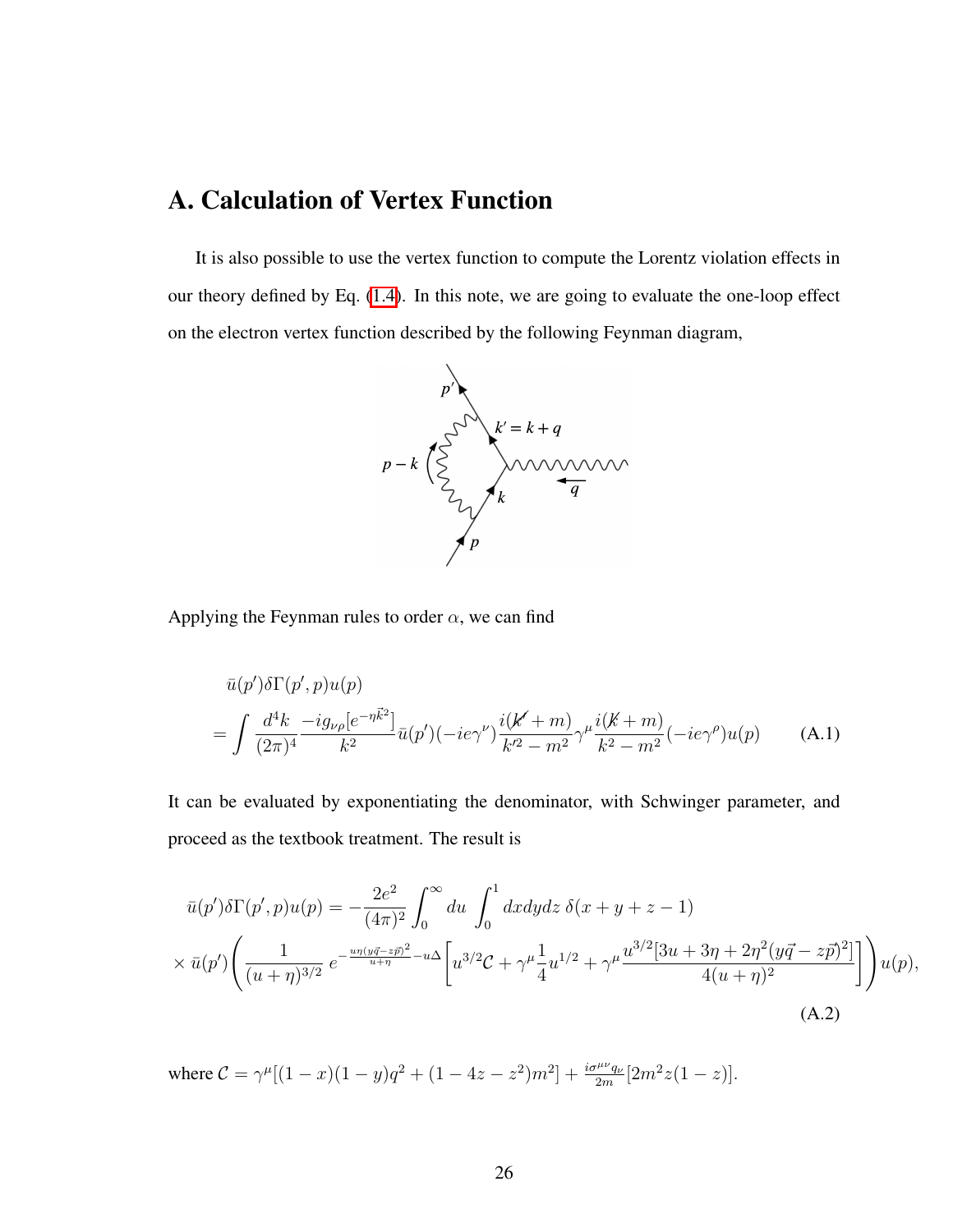# A. Calculation of Vertex Function

It is also possible to use the vertex function to compute the Lorentz violation effects in our theory defined by Eq. (1.4). In this note, we are going to evaluate the one-loop effect on the electron vertex function described by the following Feynman diagram,

Applying the Feynman rules to order $\alpha$, we can find

$$
\begin{aligned}
&\bar{u}(p')\delta\Gamma(p',p)u(p) \\
&= \int \frac{d^4k}{(2\pi)^4} \frac{-ig_{\nu\rho}[e^{-\eta\vec{k}^2}]}{k^2} \bar{u}(p')(-ie\gamma^\nu) \frac{i(\not{k}' + m)}{k'^2 - m^2} \gamma^\mu \frac{i(\not{k} + m)}{k^2 - m^2} (-ie\gamma^\rho) u(p) \qquad \text{(A.1)}
\end{aligned}
$$

It can be evaluated by exponentiating the denominator, with Schwinger parameter, and proceed as the textbook treatment. The result is

$$
\begin{aligned}
\bar{u}(p')\delta\Gamma(p',p)u(p) &= -\frac{2e^2}{(4\pi)^2} \int_0^\infty du \int_0^1 dxdydz\, \delta(x+y+z-1) \\
\times\, \bar{u}(p') \Bigg( &\frac{1}{(u+\eta)^{3/2}}\, e^{-\frac{u\eta(y\vec{q}-z\vec{p})^2}{u+\eta} - u\Delta} \left[ u^{3/2}\mathcal{C} + \gamma^\mu \frac{1}{4} u^{1/2} + \gamma^\mu \frac{u^{3/2}[3u + 3\eta + 2\eta^2(y\vec{q} - z\vec{p})^2]}{4(u+\eta)^2} \right] \Bigg) u(p),
\end{aligned}
\qquad \text{(A.2)}
$$

where $\mathcal{C} = \gamma^\mu[(1-x)(1-y)q^2 + (1 - 4z - z^2)m^2] + \frac{i\sigma^{\mu\nu}q_\nu}{2m}[2m^2 z(1-z)]$.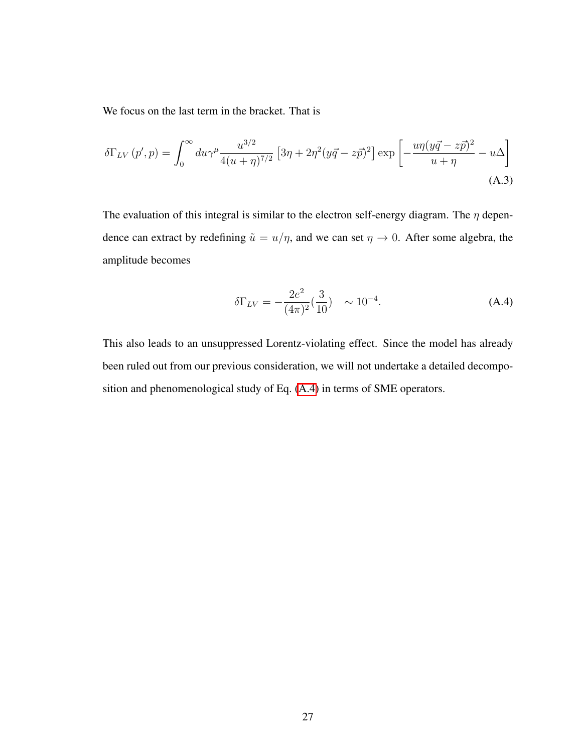We focus on the last term in the bracket. That is

$$\delta\Gamma_{LV}\left(p',p\right) = \int_0^\infty du \gamma^\mu \frac{u^{3/2}}{4(u+\eta)^{7/2}} \left[3\eta + 2\eta^2(y\vec{q} - z\vec{p})^2\right] \exp\left[-\frac{u\eta(y\vec{q}-z\vec{p})^2}{u+\eta} - u\Delta\right] \tag{A.3}$$

The evaluation of this integral is similar to the electron self-energy diagram. The $\eta$ dependence can extract by redefining $\tilde{u} = u/\eta$, and we can set $\eta \to 0$. After some algebra, the amplitude becomes

$$\delta\Gamma_{LV} = -\frac{2e^2}{(4\pi)^2}\left(\frac{3}{10}\right) \quad \sim 10^{-4}. \tag{A.4}$$

This also leads to an unsuppressed Lorentz-violating effect. Since the model has already been ruled out from our previous consideration, we will not undertake a detailed decomposition and phenomenological study of Eq. (A.4) in terms of SME operators.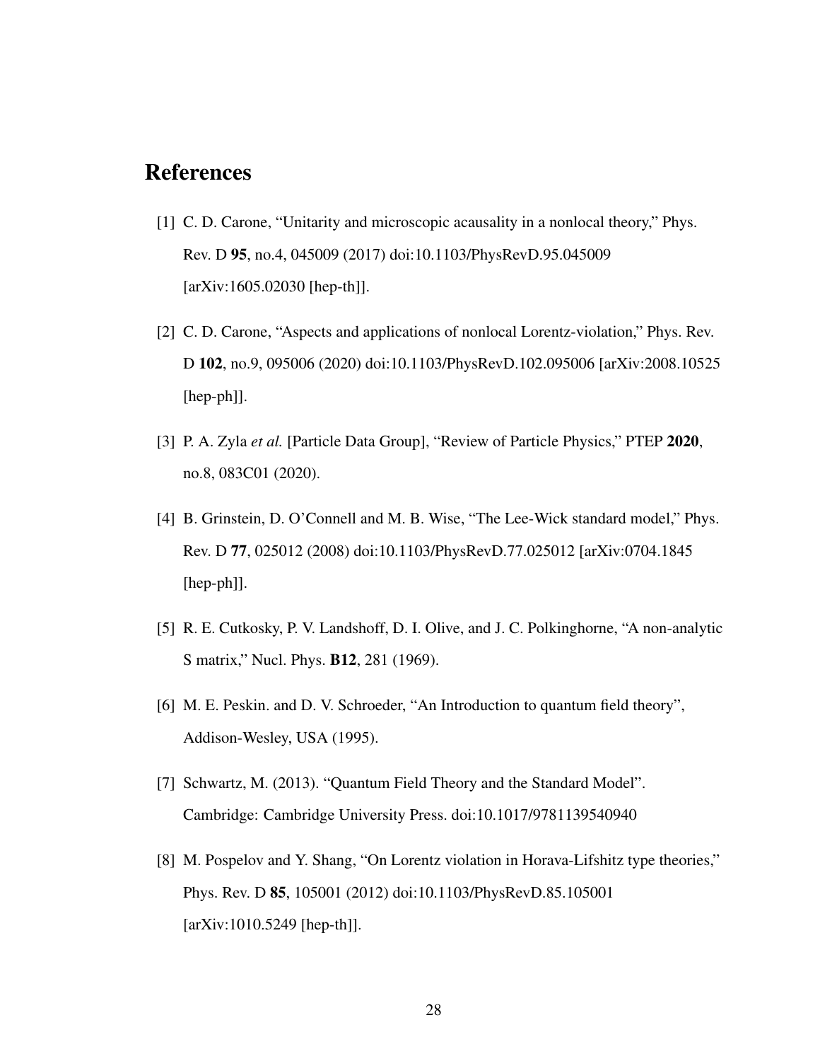## References

[1] C. D. Carone, “Unitarity and microscopic acausality in a nonlocal theory,” Phys. Rev. D **95**, no.4, 045009 (2017) doi:10.1103/PhysRevD.95.045009 [arXiv:1605.02030 [hep-th]].

[2] C. D. Carone, “Aspects and applications of nonlocal Lorentz-violation,” Phys. Rev. D **102**, no.9, 095006 (2020) doi:10.1103/PhysRevD.102.095006 [arXiv:2008.10525 [hep-ph]].

[3] P. A. Zyla *et al.* [Particle Data Group], “Review of Particle Physics,” PTEP **2020**, no.8, 083C01 (2020).

[4] B. Grinstein, D. O’Connell and M. B. Wise, “The Lee-Wick standard model,” Phys. Rev. D **77**, 025012 (2008) doi:10.1103/PhysRevD.77.025012 [arXiv:0704.1845 [hep-ph]].

[5] R. E. Cutkosky, P. V. Landshoff, D. I. Olive, and J. C. Polkinghorne, “A non-analytic S matrix,” Nucl. Phys. **B12**, 281 (1969).

[6] M. E. Peskin. and D. V. Schroeder, “An Introduction to quantum field theory”, Addison-Wesley, USA (1995).

[7] Schwartz, M. (2013). “Quantum Field Theory and the Standard Model”. Cambridge: Cambridge University Press. doi:10.1017/9781139540940

[8] M. Pospelov and Y. Shang, “On Lorentz violation in Horava-Lifshitz type theories,” Phys. Rev. D **85**, 105001 (2012) doi:10.1103/PhysRevD.85.105001 [arXiv:1010.5249 [hep-th]].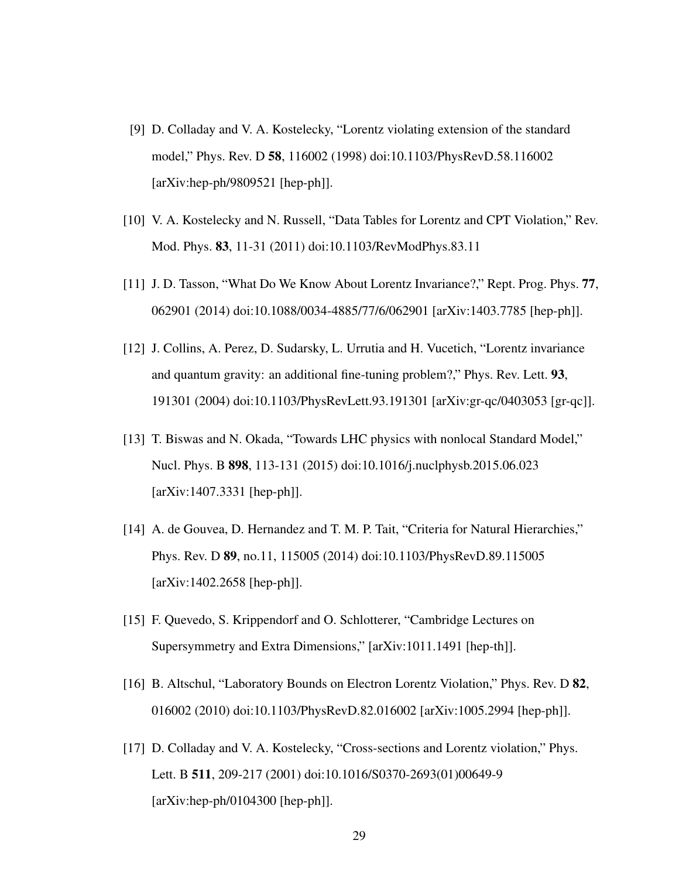[9] D. Colladay and V. A. Kostelecky, “Lorentz violating extension of the standard model,” Phys. Rev. D **58**, 116002 (1998) doi:10.1103/PhysRevD.58.116002 [arXiv:hep-ph/9809521 [hep-ph]].

[10] V. A. Kostelecky and N. Russell, “Data Tables for Lorentz and CPT Violation,” Rev. Mod. Phys. **83**, 11-31 (2011) doi:10.1103/RevModPhys.83.11

[11] J. D. Tasson, “What Do We Know About Lorentz Invariance?,” Rept. Prog. Phys. **77**, 062901 (2014) doi:10.1088/0034-4885/77/6/062901 [arXiv:1403.7785 [hep-ph]].

[12] J. Collins, A. Perez, D. Sudarsky, L. Urrutia and H. Vucetich, “Lorentz invariance and quantum gravity: an additional fine-tuning problem?,” Phys. Rev. Lett. **93**, 191301 (2004) doi:10.1103/PhysRevLett.93.191301 [arXiv:gr-qc/0403053 [gr-qc]].

[13] T. Biswas and N. Okada, “Towards LHC physics with nonlocal Standard Model,” Nucl. Phys. B **898**, 113-131 (2015) doi:10.1016/j.nuclphysb.2015.06.023 [arXiv:1407.3331 [hep-ph]].

[14] A. de Gouvea, D. Hernandez and T. M. P. Tait, “Criteria for Natural Hierarchies,” Phys. Rev. D **89**, no.11, 115005 (2014) doi:10.1103/PhysRevD.89.115005 [arXiv:1402.2658 [hep-ph]].

[15] F. Quevedo, S. Krippendorf and O. Schlotterer, “Cambridge Lectures on Supersymmetry and Extra Dimensions,” [arXiv:1011.1491 [hep-th]].

[16] B. Altschul, “Laboratory Bounds on Electron Lorentz Violation,” Phys. Rev. D **82**, 016002 (2010) doi:10.1103/PhysRevD.82.016002 [arXiv:1005.2994 [hep-ph]].

[17] D. Colladay and V. A. Kostelecky, “Cross-sections and Lorentz violation,” Phys. Lett. B **511**, 209-217 (2001) doi:10.1016/S0370-2693(01)00649-9 [arXiv:hep-ph/0104300 [hep-ph]].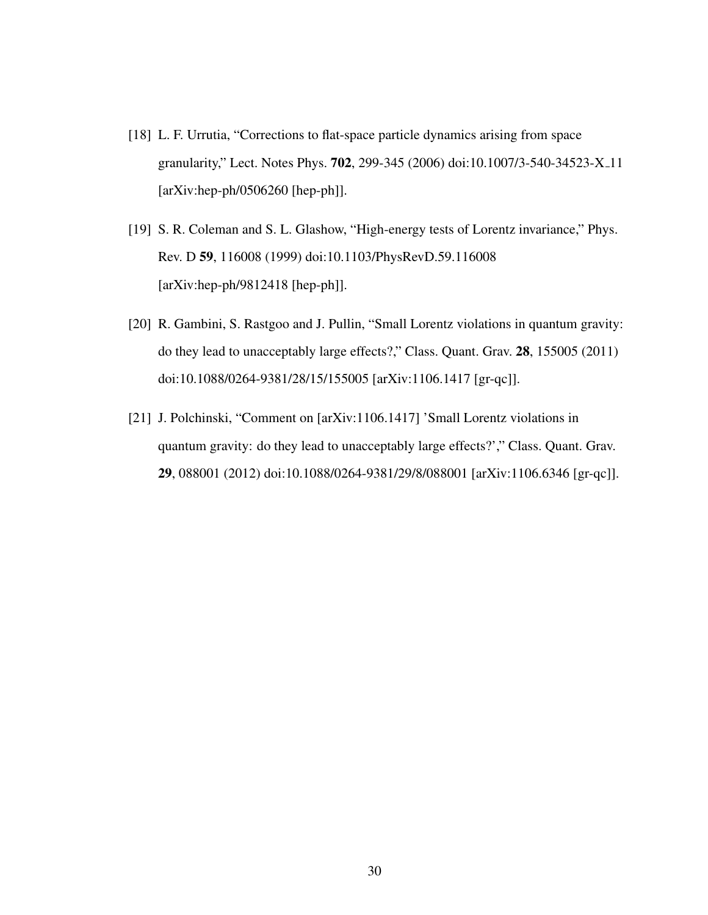[18] L. F. Urrutia, "Corrections to flat-space particle dynamics arising from space granularity," Lect. Notes Phys. **702**, 299-345 (2006) doi:10.1007/3-540-34523-X_11 [arXiv:hep-ph/0506260 [hep-ph]].

[19] S. R. Coleman and S. L. Glashow, "High-energy tests of Lorentz invariance," Phys. Rev. D **59**, 116008 (1999) doi:10.1103/PhysRevD.59.116008 [arXiv:hep-ph/9812418 [hep-ph]].

[20] R. Gambini, S. Rastgoo and J. Pullin, "Small Lorentz violations in quantum gravity: do they lead to unacceptably large effects?," Class. Quant. Grav. **28**, 155005 (2011) doi:10.1088/0264-9381/28/15/155005 [arXiv:1106.1417 [gr-qc]].

[21] J. Polchinski, "Comment on [arXiv:1106.1417] 'Small Lorentz violations in quantum gravity: do they lead to unacceptably large effects?'," Class. Quant. Grav. **29**, 088001 (2012) doi:10.1088/0264-9381/29/8/088001 [arXiv:1106.6346 [gr-qc]].